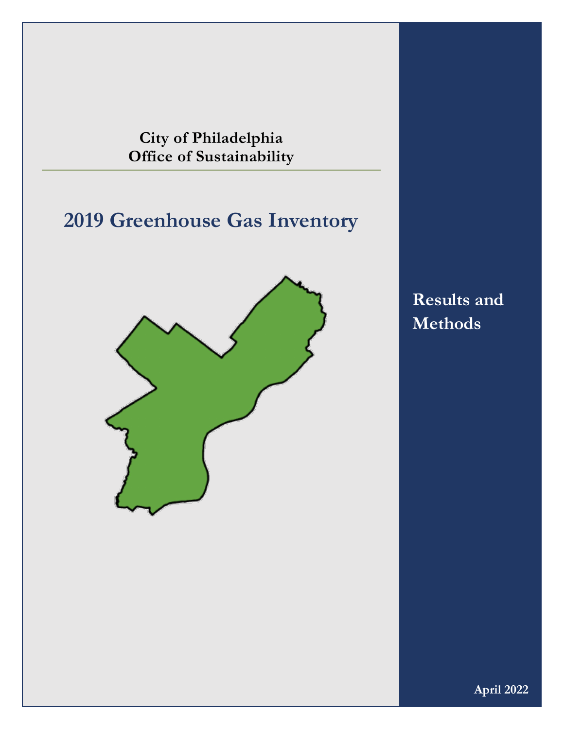**City of Philadelphia**
**Office of Sustainability**

# 2019 Greenhouse Gas Inventory

## Results and Methods

**April 2022**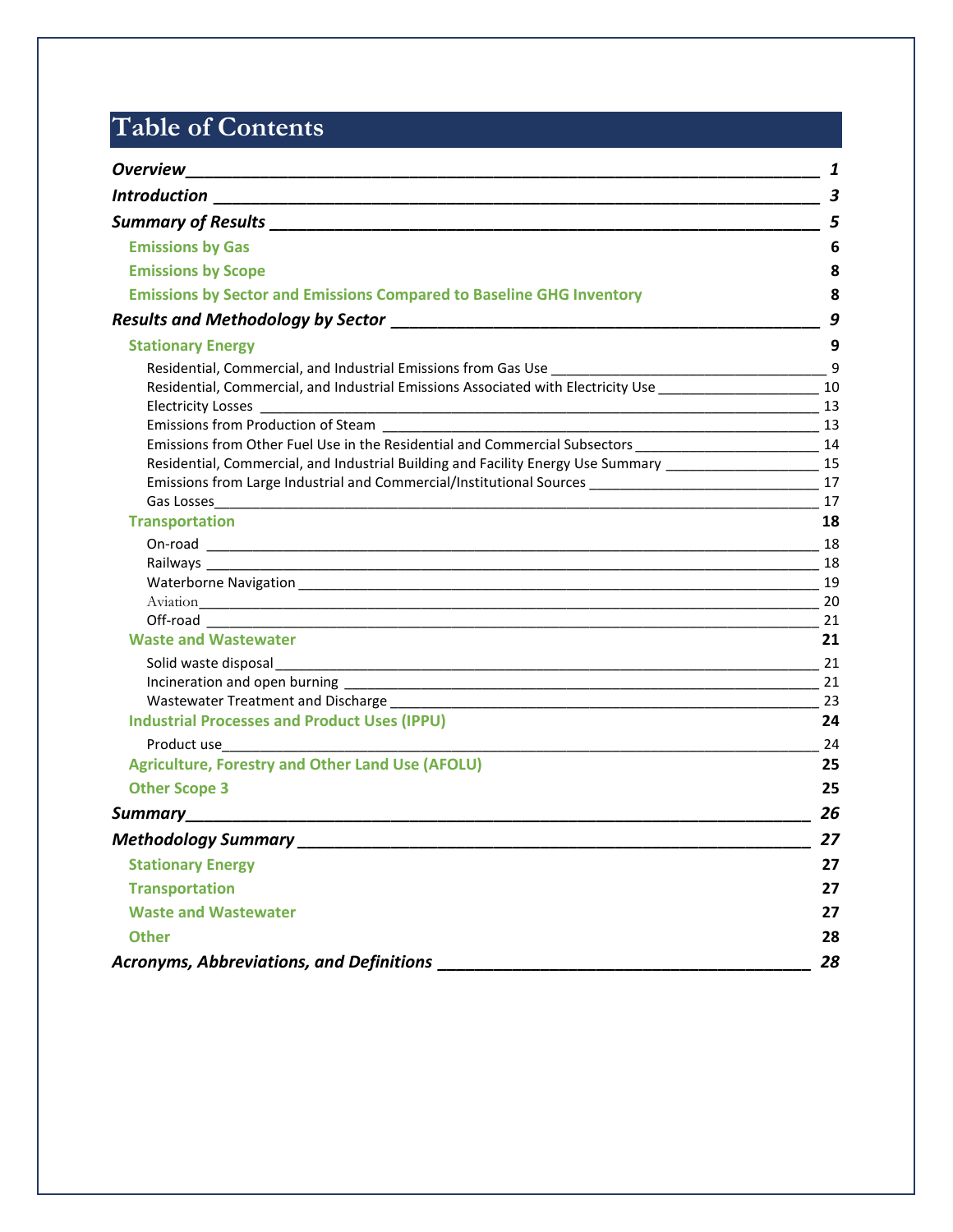# Table of Contents

*Overview* ____ *1*

*Introduction* ____ *3*

*Summary of Results* ____ *5*

- **Emissions by Gas** 6
- **Emissions by Scope** 8
- **Emissions by Sector and Emissions Compared to Baseline GHG Inventory** 8

*Results and Methodology by Sector* ____ *9*

- **Stationary Energy** 9
  - Residential, Commercial, and Industrial Emissions from Gas Use ____ 9
  - Residential, Commercial, and Industrial Emissions Associated with Electricity Use ____ 10
  - Electricity Losses ____ 13
  - Emissions from Production of Steam ____ 13
  - Emissions from Other Fuel Use in the Residential and Commercial Subsectors ____ 14
  - Residential, Commercial, and Industrial Building and Facility Energy Use Summary ____ 15
  - Emissions from Large Industrial and Commercial/Institutional Sources ____ 17
  - Gas Losses ____ 17
- **Transportation** 18
  - On-road ____ 18
  - Railways ____ 18
  - Waterborne Navigation ____ 19
  - Aviation ____ 20
  - Off-road ____ 21
- **Waste and Wastewater** 21
  - Solid waste disposal ____ 21
  - Incineration and open burning ____ 21
  - Wastewater Treatment and Discharge ____ 23
- **Industrial Processes and Product Uses (IPPU)** 24
  - Product use ____ 24
- **Agriculture, Forestry and Other Land Use (AFOLU)** 25
- **Other Scope 3** 25

*Summary* ____ *26*

*Methodology Summary* ____ *27*

- **Stationary Energy** 27
- **Transportation** 27
- **Waste and Wastewater** 27
- **Other** 28

*Acronyms, Abbreviations, and Definitions* ____ *28*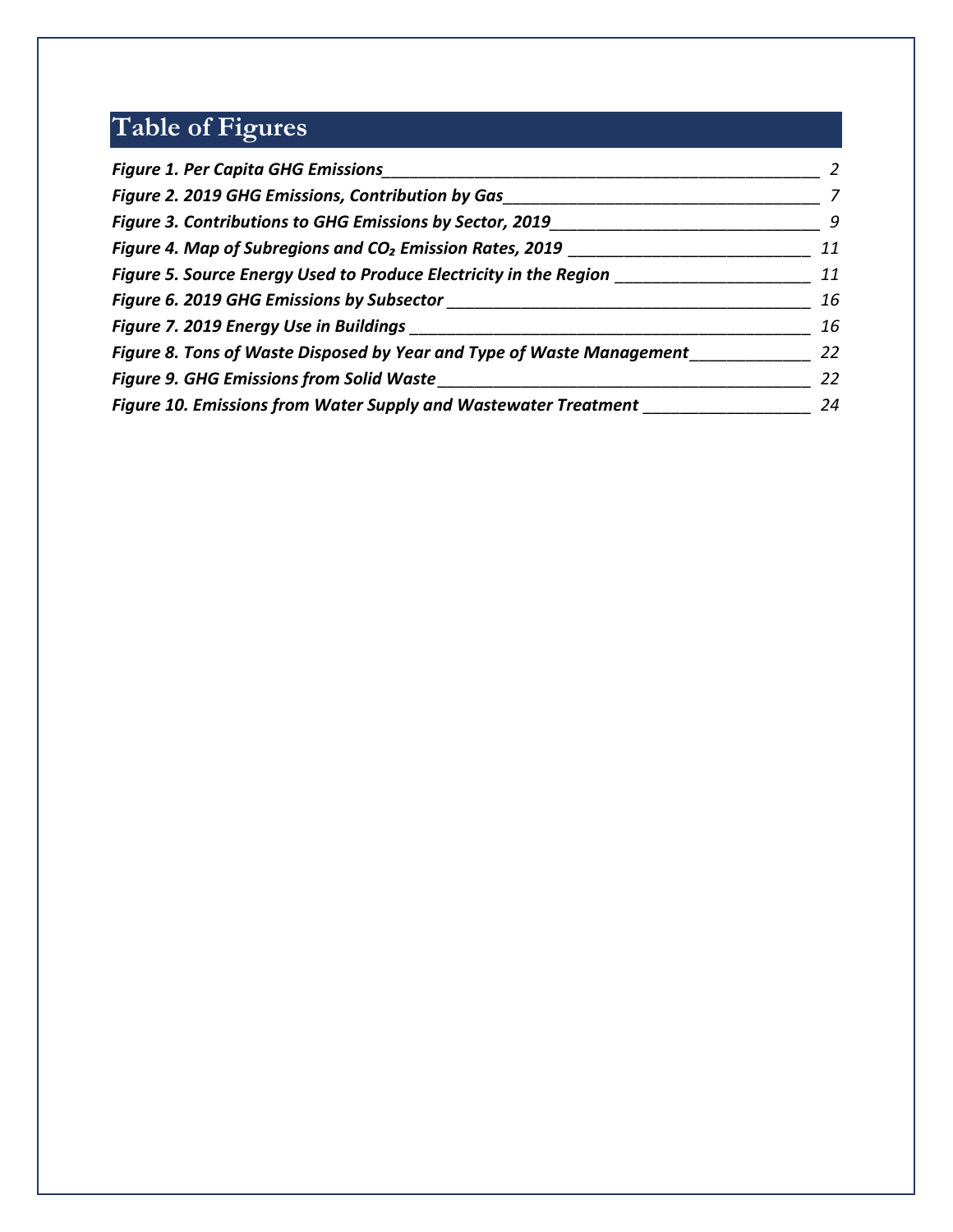# Table of Figures

*Figure 1. Per Capita GHG Emissions* — 2
*Figure 2. 2019 GHG Emissions, Contribution by Gas* — 7
*Figure 3. Contributions to GHG Emissions by Sector, 2019* — 9
*Figure 4. Map of Subregions and $CO_2$ Emission Rates, 2019* — 11
*Figure 5. Source Energy Used to Produce Electricity in the Region* — 11
*Figure 6. 2019 GHG Emissions by Subsector* — 16
*Figure 7. 2019 Energy Use in Buildings* — 16
*Figure 8. Tons of Waste Disposed by Year and Type of Waste Management* — 22
*Figure 9. GHG Emissions from Solid Waste* — 22
*Figure 10. Emissions from Water Supply and Wastewater Treatment* — 24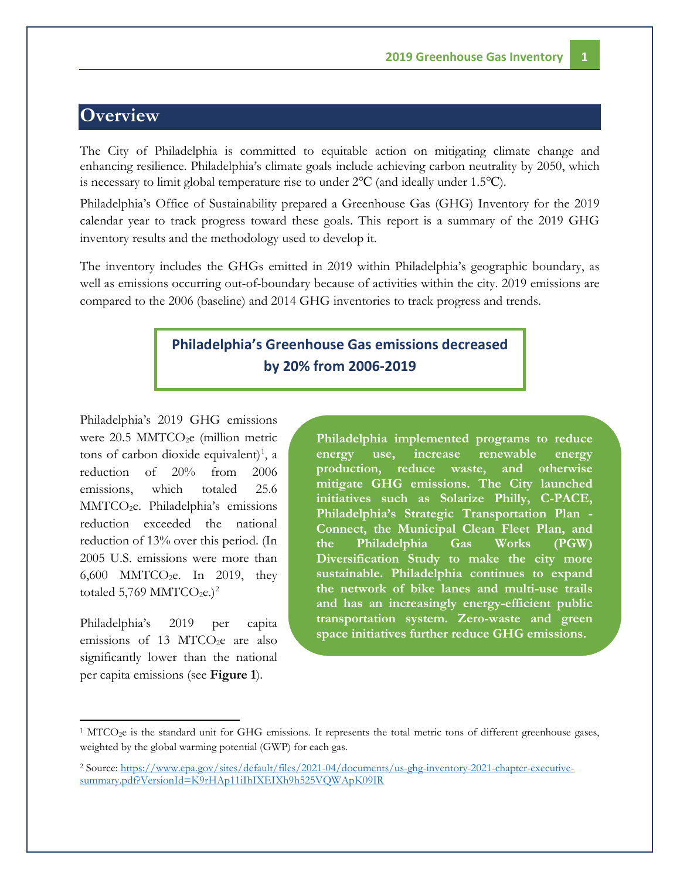# Overview

The City of Philadelphia is committed to equitable action on mitigating climate change and enhancing resilience. Philadelphia's climate goals include achieving carbon neutrality by 2050, which is necessary to limit global temperature rise to under 2℃ (and ideally under 1.5℃).

Philadelphia's Office of Sustainability prepared a Greenhouse Gas (GHG) Inventory for the 2019 calendar year to track progress toward these goals. This report is a summary of the 2019 GHG inventory results and the methodology used to develop it.

The inventory includes the GHGs emitted in 2019 within Philadelphia's geographic boundary, as well as emissions occurring out-of-boundary because of activities within the city. 2019 emissions are compared to the 2006 (baseline) and 2014 GHG inventories to track progress and trends.

**Philadelphia's Greenhouse Gas emissions decreased by 20% from 2006-2019**

Philadelphia's 2019 GHG emissions were 20.5 $MMTCO_2e$ (million metric tons of carbon dioxide equivalent)[1], a reduction of 20% from 2006 emissions, which totaled 25.6 $MMTCO_2e$. Philadelphia's emissions reduction exceeded the national reduction of 13% over this period. (In 2005 U.S. emissions were more than 6,600 $MMTCO_2e$. In 2019, they totaled 5,769 $MMTCO_2e$.)[2]

Philadelphia's 2019 per capita emissions of 13 $MTCO_2e$ are also significantly lower than the national per capita emissions (see **Figure 1**).

**Philadelphia implemented programs to reduce energy use, increase renewable energy production, reduce waste, and otherwise mitigate GHG emissions. The City launched initiatives such as Solarize Philly, C-PACE, Philadelphia's Strategic Transportation Plan - Connect, the Municipal Clean Fleet Plan, and the Philadelphia Gas Works (PGW) Diversification Study to make the city more sustainable. Philadelphia continues to expand the network of bike lanes and multi-use trails and has an increasingly energy-efficient public transportation system. Zero-waste and green space initiatives further reduce GHG emissions.**

---

[1] $MTCO_2e$ is the standard unit for GHG emissions. It represents the total metric tons of different greenhouse gases, weighted by the global warming potential (GWP) for each gas.

[2] Source: https://www.epa.gov/sites/default/files/2021-04/documents/us-ghg-inventory-2021-chapter-executive-summary.pdf?VersionId=K9rHAp11iIhIXEIXh9h525VQWApK09IR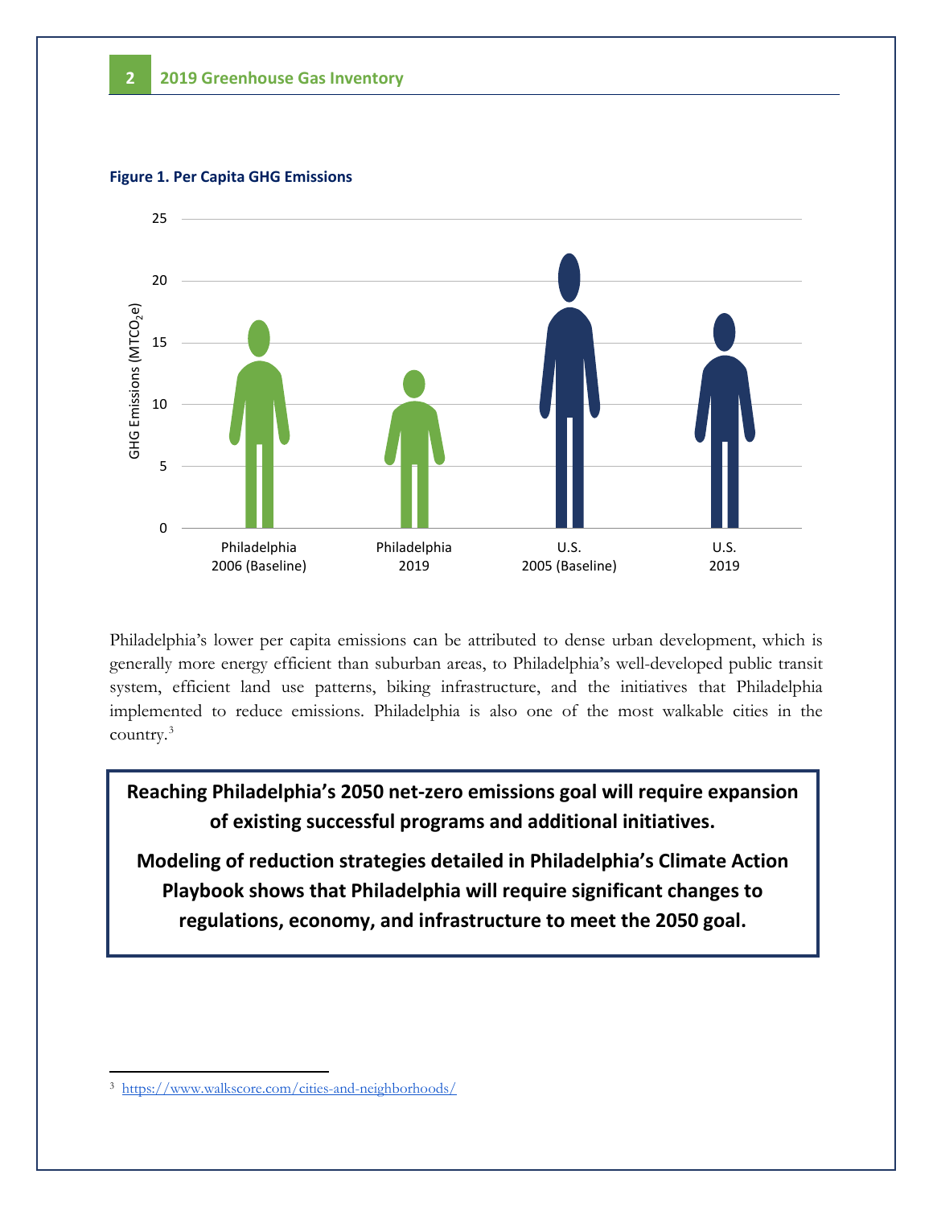**Figure 1. Per Capita GHG Emissions**

Philadelphia's lower per capita emissions can be attributed to dense urban development, which is generally more energy efficient than suburban areas, to Philadelphia's well-developed public transit system, efficient land use patterns, biking infrastructure, and the initiatives that Philadelphia implemented to reduce emissions. Philadelphia is also one of the most walkable cities in the country.[3]

> **Reaching Philadelphia's 2050 net-zero emissions goal will require expansion of existing successful programs and additional initiatives.**
>
> **Modeling of reduction strategies detailed in Philadelphia's Climate Action Playbook shows that Philadelphia will require significant changes to regulations, economy, and infrastructure to meet the 2050 goal.**

[3] https://www.walkscore.com/cities-and-neighborhoods/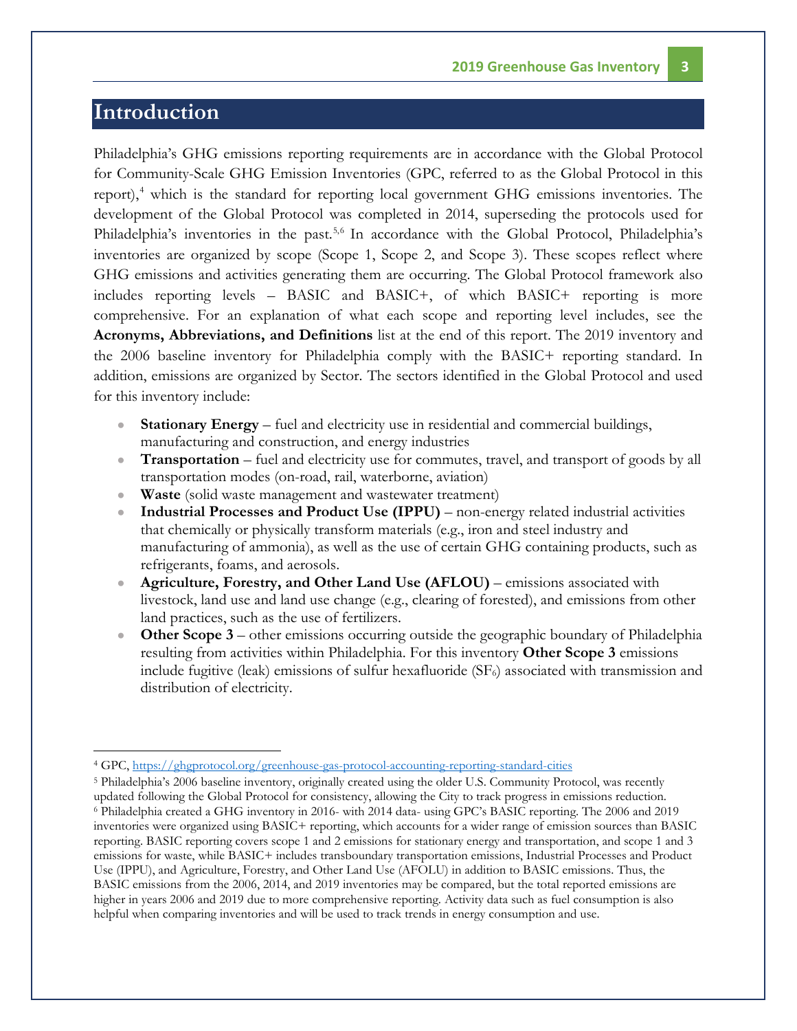# Introduction

Philadelphia's GHG emissions reporting requirements are in accordance with the Global Protocol for Community-Scale GHG Emission Inventories (GPC, referred to as the Global Protocol in this report),[4] which is the standard for reporting local government GHG emissions inventories. The development of the Global Protocol was completed in 2014, superseding the protocols used for Philadelphia's inventories in the past.[5,6] In accordance with the Global Protocol, Philadelphia's inventories are organized by scope (Scope 1, Scope 2, and Scope 3). These scopes reflect where GHG emissions and activities generating them are occurring. The Global Protocol framework also includes reporting levels – BASIC and BASIC+, of which BASIC+ reporting is more comprehensive. For an explanation of what each scope and reporting level includes, see the **Acronyms, Abbreviations, and Definitions** list at the end of this report. The 2019 inventory and the 2006 baseline inventory for Philadelphia comply with the BASIC+ reporting standard. In addition, emissions are organized by Sector. The sectors identified in the Global Protocol and used for this inventory include:

- **Stationary Energy** – fuel and electricity use in residential and commercial buildings, manufacturing and construction, and energy industries
- **Transportation** – fuel and electricity use for commutes, travel, and transport of goods by all transportation modes (on-road, rail, waterborne, aviation)
- **Waste** (solid waste management and wastewater treatment)
- **Industrial Processes and Product Use (IPPU)** – non-energy related industrial activities that chemically or physically transform materials (e.g., iron and steel industry and manufacturing of ammonia), as well as the use of certain GHG containing products, such as refrigerants, foams, and aerosols.
- **Agriculture, Forestry, and Other Land Use (AFLOU)** – emissions associated with livestock, land use and land use change (e.g., clearing of forested), and emissions from other land practices, such as the use of fertilizers.
- **Other Scope 3** – other emissions occurring outside the geographic boundary of Philadelphia resulting from activities within Philadelphia. For this inventory **Other Scope 3** emissions include fugitive (leak) emissions of sulfur hexafluoride ($SF_6$) associated with transmission and distribution of electricity.

---

[4] GPC, https://ghgprotocol.org/greenhouse-gas-protocol-accounting-reporting-standard-cities

[5] Philadelphia's 2006 baseline inventory, originally created using the older U.S. Community Protocol, was recently updated following the Global Protocol for consistency, allowing the City to track progress in emissions reduction.

[6] Philadelphia created a GHG inventory in 2016- with 2014 data- using GPC's BASIC reporting. The 2006 and 2019 inventories were organized using BASIC+ reporting, which accounts for a wider range of emission sources than BASIC reporting. BASIC reporting covers scope 1 and 2 emissions for stationary energy and transportation, and scope 1 and 3 emissions for waste, while BASIC+ includes transboundary transportation emissions, Industrial Processes and Product Use (IPPU), and Agriculture, Forestry, and Other Land Use (AFOLU) in addition to BASIC emissions. Thus, the BASIC emissions from the 2006, 2014, and 2019 inventories may be compared, but the total reported emissions are higher in years 2006 and 2019 due to more comprehensive reporting. Activity data such as fuel consumption is also helpful when comparing inventories and will be used to track trends in energy consumption and use.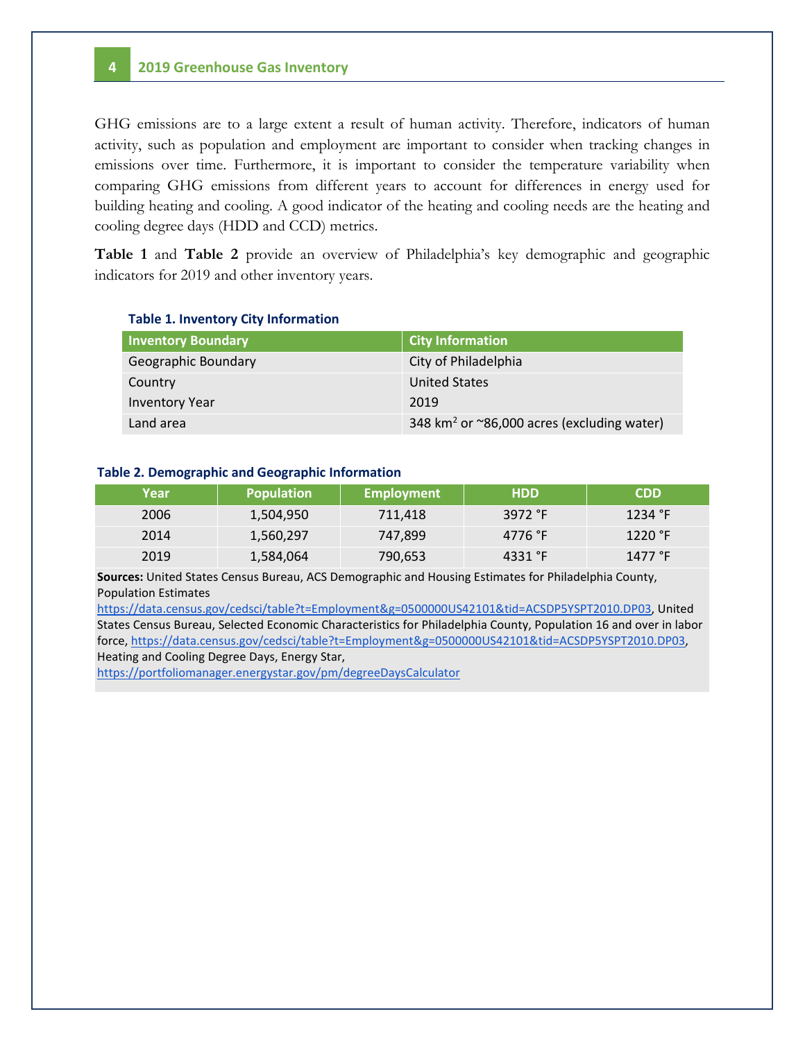GHG emissions are to a large extent a result of human activity. Therefore, indicators of human activity, such as population and employment are important to consider when tracking changes in emissions over time. Furthermore, it is important to consider the temperature variability when comparing GHG emissions from different years to account for differences in energy used for building heating and cooling. A good indicator of the heating and cooling needs are the heating and cooling degree days (HDD and CCD) metrics.

**Table 1** and **Table 2** provide an overview of Philadelphia's key demographic and geographic indicators for 2019 and other inventory years.

**Table 1. Inventory City Information**

| Inventory Boundary | City Information |
|---|---|
| Geographic Boundary | City of Philadelphia |
| Country | United States |
| Inventory Year | 2019 |
| Land area | 348 km$^2$ or ~86,000 acres (excluding water) |

**Table 2. Demographic and Geographic Information**

| Year | Population | Employment | HDD | CDD |
|---|---|---|---|---|
| 2006 | 1,504,950 | 711,418 | 3972 °F | 1234 °F |
| 2014 | 1,560,297 | 747,899 | 4776 °F | 1220 °F |
| 2019 | 1,584,064 | 790,653 | 4331 °F | 1477 °F |

**Sources:** United States Census Bureau, ACS Demographic and Housing Estimates for Philadelphia County, Population Estimates https://data.census.gov/cedsci/table?t=Employment&g=0500000US42101&tid=ACSDP5YSPT2010.DP03, United States Census Bureau, Selected Economic Characteristics for Philadelphia County, Population 16 and over in labor force, https://data.census.gov/cedsci/table?t=Employment&g=0500000US42101&tid=ACSDP5YSPT2010.DP03, Heating and Cooling Degree Days, Energy Star, https://portfoliomanager.energystar.gov/pm/degreeDaysCalculator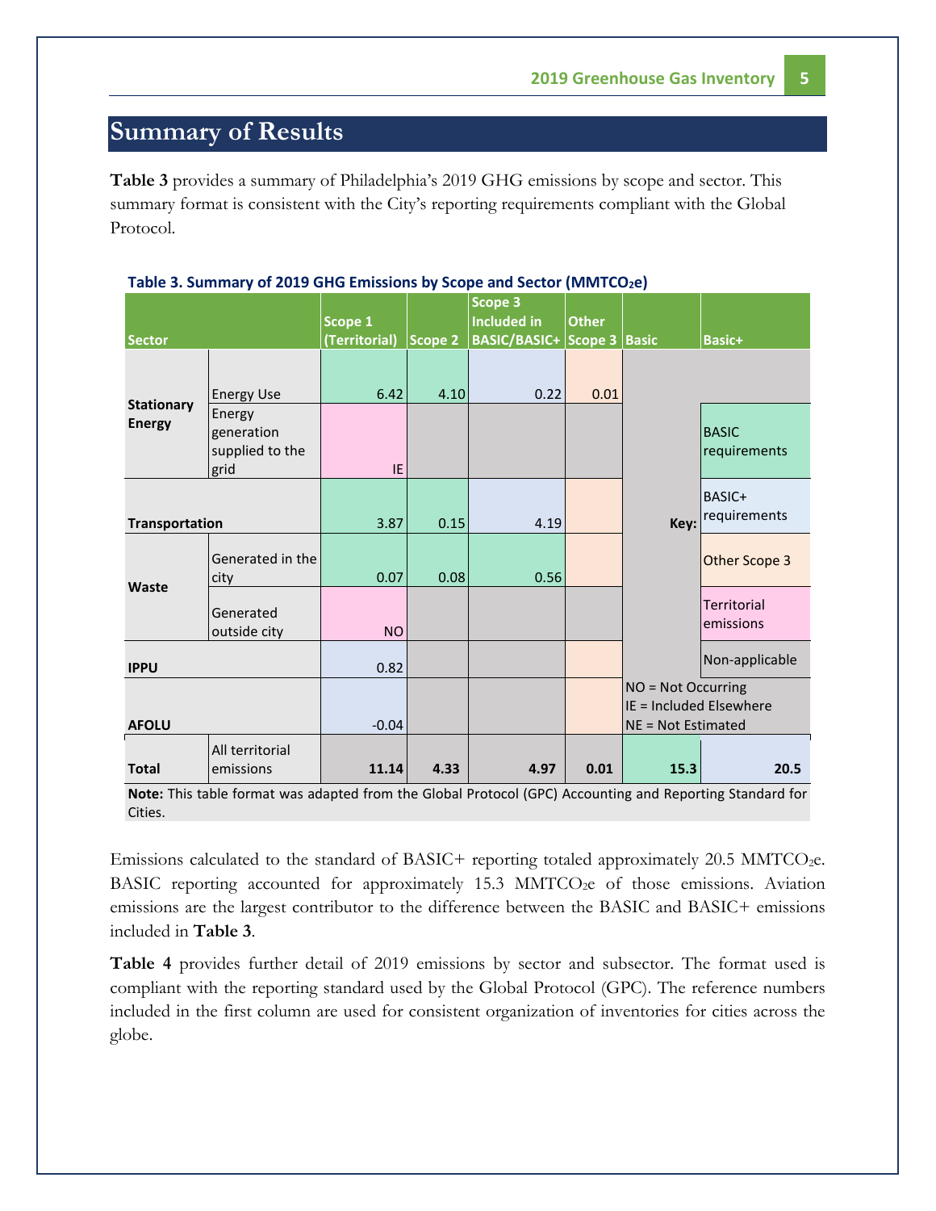## Summary of Results

**Table 3** provides a summary of Philadelphia's 2019 GHG emissions by scope and sector. This summary format is consistent with the City's reporting requirements compliant with the Global Protocol.

**Table 3. Summary of 2019 GHG Emissions by Scope and Sector ($MMTCO_2e$)**

| Sector | | Scope 1 (Territorial) | Scope 2 | Scope 3 Included in BASIC/BASIC+ | Other Scope 3 | Basic | Basic+ |
|---|---|---|---|---|---|---|---|
| Stationary Energy | Energy Use | 6.42 | 4.10 | 0.22 | 0.01 | | |
| | Energy generation supplied to the grid | IE | | | | | |
| Transportation | | 3.87 | 0.15 | 4.19 | | | |
| Waste | Generated in the city | 0.07 | 0.08 | 0.56 | | | |
| | Generated outside city | NO | | | | | |
| IPPU | | 0.82 | | | | | |
| AFOLU | | -0.04 | | | | | |
| Total | All territorial emissions | **11.14** | **4.33** | **4.97** | **0.01** | **15.3** | **20.5** |

Key: BASIC requirements; BASIC+ requirements; Other Scope 3; Territorial emissions; Non-applicable

NO = Not Occurring
IE = Included Elsewhere
NE = Not Estimated

**Note:** This table format was adapted from the Global Protocol (GPC) Accounting and Reporting Standard for Cities.

Emissions calculated to the standard of BASIC+ reporting totaled approximately 20.5 $MMTCO_2e$. BASIC reporting accounted for approximately 15.3 $MMTCO_2e$ of those emissions. Aviation emissions are the largest contributor to the difference between the BASIC and BASIC+ emissions included in **Table 3**.

**Table 4** provides further detail of 2019 emissions by sector and subsector. The format used is compliant with the reporting standard used by the Global Protocol (GPC). The reference numbers included in the first column are used for consistent organization of inventories for cities across the globe.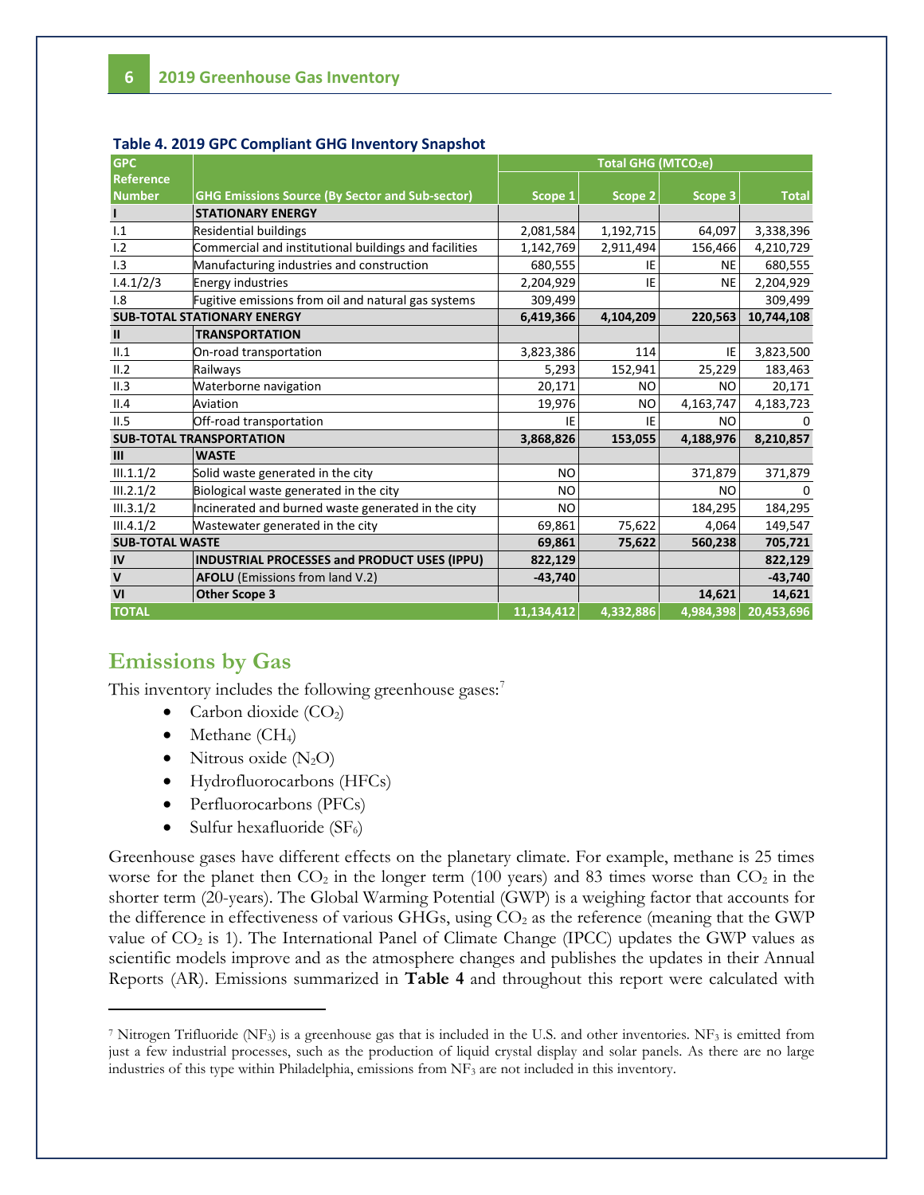**Table 4. 2019 GPC Compliant GHG Inventory Snapshot**

| GPC Reference Number | GHG Emissions Source (By Sector and Sub-sector) | Total GHG ($MTCO_2e$) | | | |
|---|---|---|---|---|---|
| | | Scope 1 | Scope 2 | Scope 3 | Total |
| **I** | **STATIONARY ENERGY** | | | | |
| I.1 | Residential buildings | 2,081,584 | 1,192,715 | 64,097 | 3,338,396 |
| I.2 | Commercial and institutional buildings and facilities | 1,142,769 | 2,911,494 | 156,466 | 4,210,729 |
| I.3 | Manufacturing industries and construction | 680,555 | IE | NE | 680,555 |
| I.4.1/2/3 | Energy industries | 2,204,929 | IE | NE | 2,204,929 |
| I.8 | Fugitive emissions from oil and natural gas systems | 309,499 | | | 309,499 |
| **SUB-TOTAL STATIONARY ENERGY** | | **6,419,366** | **4,104,209** | **220,563** | **10,744,108** |
| **II** | **TRANSPORTATION** | | | | |
| II.1 | On-road transportation | 3,823,386 | 114 | IE | 3,823,500 |
| II.2 | Railways | 5,293 | 152,941 | 25,229 | 183,463 |
| II.3 | Waterborne navigation | 20,171 | NO | NO | 20,171 |
| II.4 | Aviation | 19,976 | NO | 4,163,747 | 4,183,723 |
| II.5 | Off-road transportation | IE | IE | NO | 0 |
| **SUB-TOTAL TRANSPORTATION** | | **3,868,826** | **153,055** | **4,188,976** | **8,210,857** |
| **III** | **WASTE** | | | | |
| III.1.1/2 | Solid waste generated in the city | NO | | 371,879 | 371,879 |
| III.2.1/2 | Biological waste generated in the city | NO | | NO | 0 |
| III.3.1/2 | Incinerated and burned waste generated in the city | NO | | 184,295 | 184,295 |
| III.4.1/2 | Wastewater generated in the city | 69,861 | 75,622 | 4,064 | 149,547 |
| **SUB-TOTAL WASTE** | | **69,861** | **75,622** | **560,238** | **705,721** |
| **IV** | **INDUSTRIAL PROCESSES and PRODUCT USES (IPPU)** | **822,129** | | | **822,129** |
| **V** | **AFOLU** (Emissions from land V.2) | **-43,740** | | | **-43,740** |
| **VI** | **Other Scope 3** | | | **14,621** | **14,621** |
| **TOTAL** | | **11,134,412** | **4,332,886** | **4,984,398** | **20,453,696** |

## Emissions by Gas

This inventory includes the following greenhouse gases:[7]

- Carbon dioxide ($CO_2$)
- Methane ($CH_4$)
- Nitrous oxide ($N_2O$)
- Hydrofluorocarbons (HFCs)
- Perfluorocarbons (PFCs)
- Sulfur hexafluoride ($SF_6$)

Greenhouse gases have different effects on the planetary climate. For example, methane is 25 times worse for the planet then $CO_2$ in the longer term (100 years) and 83 times worse than $CO_2$ in the shorter term (20-years). The Global Warming Potential (GWP) is a weighing factor that accounts for the difference in effectiveness of various GHGs, using $CO_2$ as the reference (meaning that the GWP value of $CO_2$ is 1). The International Panel of Climate Change (IPCC) updates the GWP values as scientific models improve and as the atmosphere changes and publishes the updates in their Annual Reports (AR). Emissions summarized in **Table 4** and throughout this report were calculated with

[7] Nitrogen Trifluoride ($NF_3$) is a greenhouse gas that is included in the U.S. and other inventories. $NF_3$ is emitted from just a few industrial processes, such as the production of liquid crystal display and solar panels. As there are no large industries of this type within Philadelphia, emissions from $NF_3$ are not included in this inventory.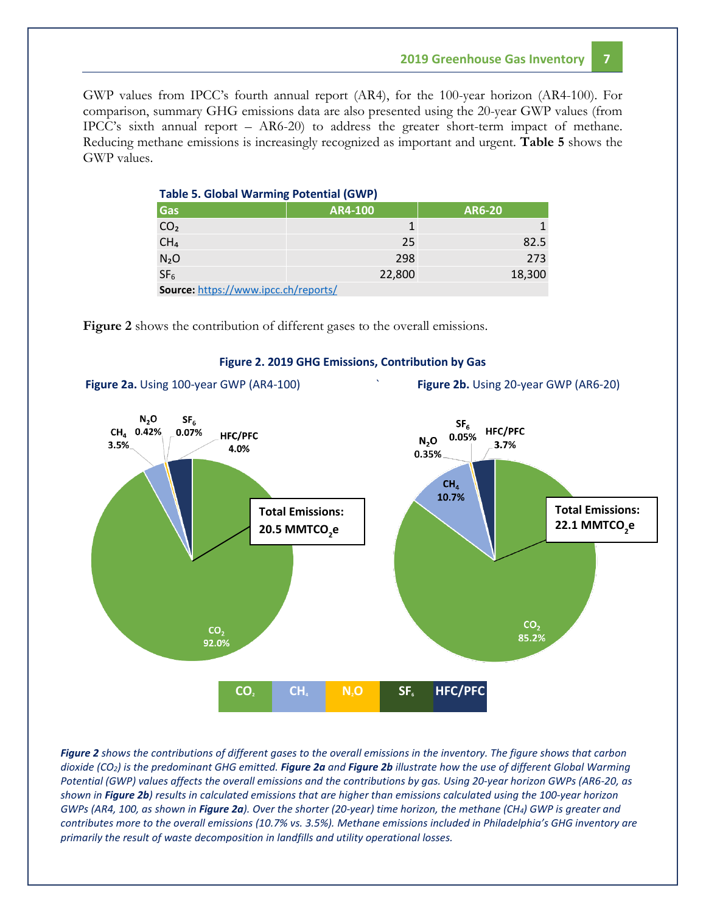GWP values from IPCC's fourth annual report (AR4), for the 100-year horizon (AR4-100). For comparison, summary GHG emissions data are also presented using the 20-year GWP values (from IPCC's sixth annual report – AR6-20) to address the greater short-term impact of methane. Reducing methane emissions is increasingly recognized as important and urgent. **Table 5** shows the GWP values.

**Table 5. Global Warming Potential (GWP)**

| Gas | AR4-100 | AR6-20 |
|---|---|---|
| $CO_2$ | 1 | 1 |
| $CH_4$ | 25 | 82.5 |
| $N_2O$ | 298 | 273 |
| $SF_6$ | 22,800 | 18,300 |

**Source:** https://www.ipcc.ch/reports/

**Figure 2** shows the contribution of different gases to the overall emissions.

**Figure 2. 2019 GHG Emissions, Contribution by Gas**

**Figure 2a.** Using 100-year GWP (AR4-100)

Total Emissions: 20.5 $MMTCO_2e$

$CO_2$ 92.0%; $CH_4$ 3.5%; $N_2O$ 0.42%; $SF_6$ 0.07%; HFC/PFC 4.0%

**Figure 2b.** Using 20-year GWP (AR6-20)

Total Emissions: 22.1 $MMTCO_2e$

$CO_2$ 85.2%; $CH_4$ 10.7%; $N_2O$ 0.35%; $SF_6$ 0.05%; HFC/PFC 3.7%

*__Figure 2__ shows the contributions of different gases to the overall emissions in the inventory. The figure shows that carbon dioxide ($CO_2$) is the predominant GHG emitted. __Figure 2a__ and __Figure 2b__ illustrate how the use of different Global Warming Potential (GWP) values affects the overall emissions and the contributions by gas. Using 20-year horizon GWPs (AR6-20, as shown in __Figure 2b__) results in calculated emissions that are higher than emissions calculated using the 100-year horizon GWPs (AR4, 100, as shown in __Figure 2a__). Over the shorter (20-year) time horizon, the methane ($CH_4$) GWP is greater and contributes more to the overall emissions (10.7% vs. 3.5%). Methane emissions included in Philadelphia's GHG inventory are primarily the result of waste decomposition in landfills and utility operational losses.*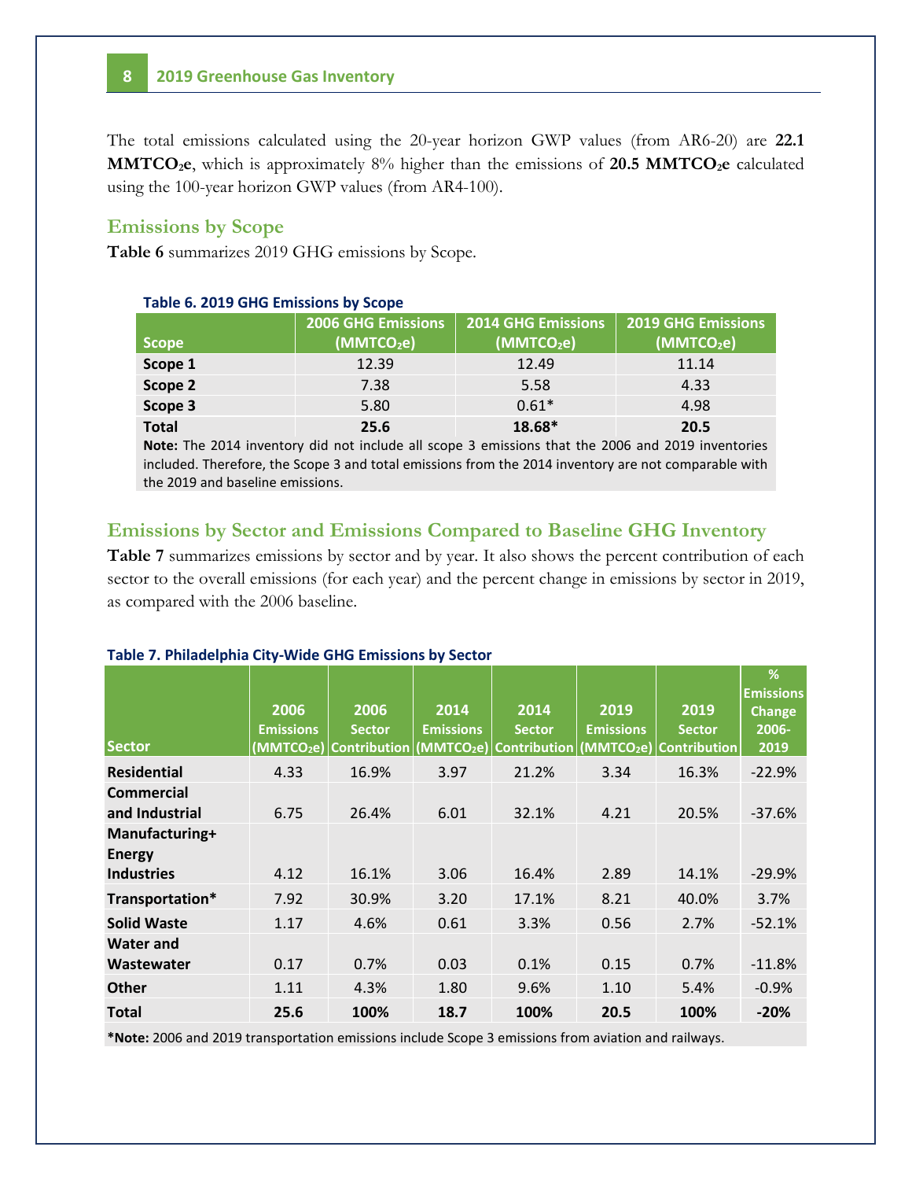The total emissions calculated using the 20-year horizon GWP values (from AR6-20) are **22.1 $MMTCO_2e$**, which is approximately 8% higher than the emissions of **20.5 $MMTCO_2e$** calculated using the 100-year horizon GWP values (from AR4-100).

## Emissions by Scope

**Table 6** summarizes 2019 GHG emissions by Scope.

**Table 6. 2019 GHG Emissions by Scope**

| Scope | 2006 GHG Emissions ($MMTCO_2e$) | 2014 GHG Emissions ($MMTCO_2e$) | 2019 GHG Emissions ($MMTCO_2e$) |
|---|---|---|---|
| **Scope 1** | 12.39 | 12.49 | 11.14 |
| **Scope 2** | 7.38 | 5.58 | 4.33 |
| **Scope 3** | 5.80 | 0.61* | 4.98 |
| **Total** | **25.6** | **18.68*** | **20.5** |

**Note:** The 2014 inventory did not include all scope 3 emissions that the 2006 and 2019 inventories included. Therefore, the Scope 3 and total emissions from the 2014 inventory are not comparable with the 2019 and baseline emissions.

## Emissions by Sector and Emissions Compared to Baseline GHG Inventory

**Table 7** summarizes emissions by sector and by year. It also shows the percent contribution of each sector to the overall emissions (for each year) and the percent change in emissions by sector in 2019, as compared with the 2006 baseline.

**Table 7. Philadelphia City-Wide GHG Emissions by Sector**

| Sector | 2006 Emissions ($MMTCO_2e$) | 2006 Sector Contribution | 2014 Emissions ($MMTCO_2e$) | 2014 Sector Contribution | 2019 Emissions ($MMTCO_2e$) | 2019 Sector Contribution | % Emissions Change 2006-2019 |
|---|---|---|---|---|---|---|---|
| **Residential** | 4.33 | 16.9% | 3.97 | 21.2% | 3.34 | 16.3% | -22.9% |
| **Commercial and Industrial** | 6.75 | 26.4% | 6.01 | 32.1% | 4.21 | 20.5% | -37.6% |
| **Manufacturing+ Energy Industries** | 4.12 | 16.1% | 3.06 | 16.4% | 2.89 | 14.1% | -29.9% |
| **Transportation*** | 7.92 | 30.9% | 3.20 | 17.1% | 8.21 | 40.0% | 3.7% |
| **Solid Waste** | 1.17 | 4.6% | 0.61 | 3.3% | 0.56 | 2.7% | -52.1% |
| **Water and Wastewater** | 0.17 | 0.7% | 0.03 | 0.1% | 0.15 | 0.7% | -11.8% |
| **Other** | 1.11 | 4.3% | 1.80 | 9.6% | 1.10 | 5.4% | -0.9% |
| **Total** | **25.6** | **100%** | **18.7** | **100%** | **20.5** | **100%** | **-20%** |

***Note:** 2006 and 2019 transportation emissions include Scope 3 emissions from aviation and railways.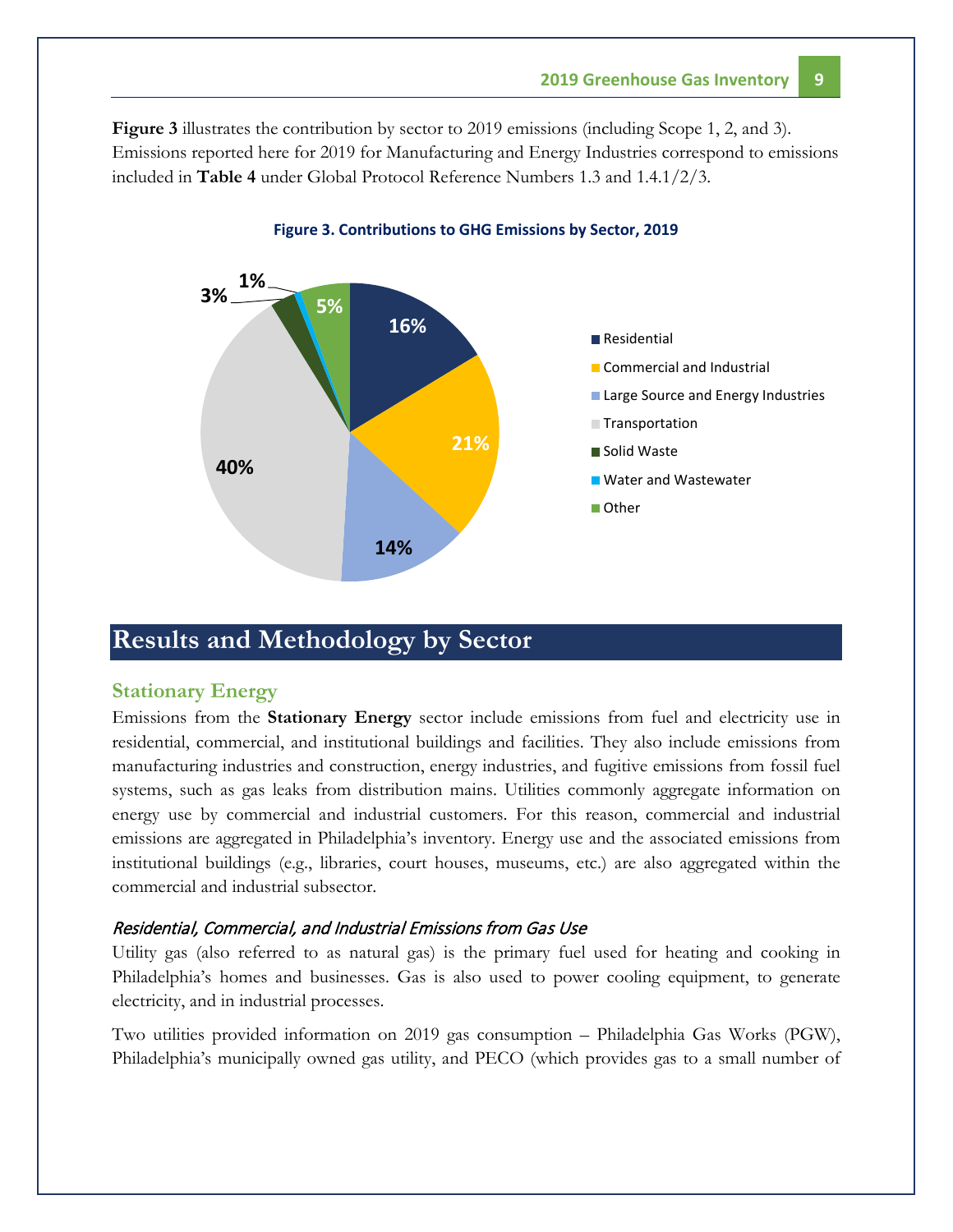**Figure 3** illustrates the contribution by sector to 2019 emissions (including Scope 1, 2, and 3). Emissions reported here for 2019 for Manufacturing and Energy Industries correspond to emissions included in **Table 4** under Global Protocol Reference Numbers 1.3 and 1.4.1/2/3.

**Figure 3. Contributions to GHG Emissions by Sector, 2019**

| Sector | Share |
|---|---|
| Residential | 16% |
| Commercial and Industrial | 21% |
| Large Source and Energy Industries | 14% |
| Transportation | 40% |
| Solid Waste | 3% |
| Water and Wastewater | 1% |
| Other | 5% |

# Results and Methodology by Sector

## Stationary Energy

Emissions from the **Stationary Energy** sector include emissions from fuel and electricity use in residential, commercial, and institutional buildings and facilities. They also include emissions from manufacturing industries and construction, energy industries, and fugitive emissions from fossil fuel systems, such as gas leaks from distribution mains. Utilities commonly aggregate information on energy use by commercial and industrial customers. For this reason, commercial and industrial emissions are aggregated in Philadelphia's inventory. Energy use and the associated emissions from institutional buildings (e.g., libraries, court houses, museums, etc.) are also aggregated within the commercial and industrial subsector.

### *Residential, Commercial, and Industrial Emissions from Gas Use*

Utility gas (also referred to as natural gas) is the primary fuel used for heating and cooking in Philadelphia's homes and businesses. Gas is also used to power cooling equipment, to generate electricity, and in industrial processes.

Two utilities provided information on 2019 gas consumption – Philadelphia Gas Works (PGW), Philadelphia's municipally owned gas utility, and PECO (which provides gas to a small number of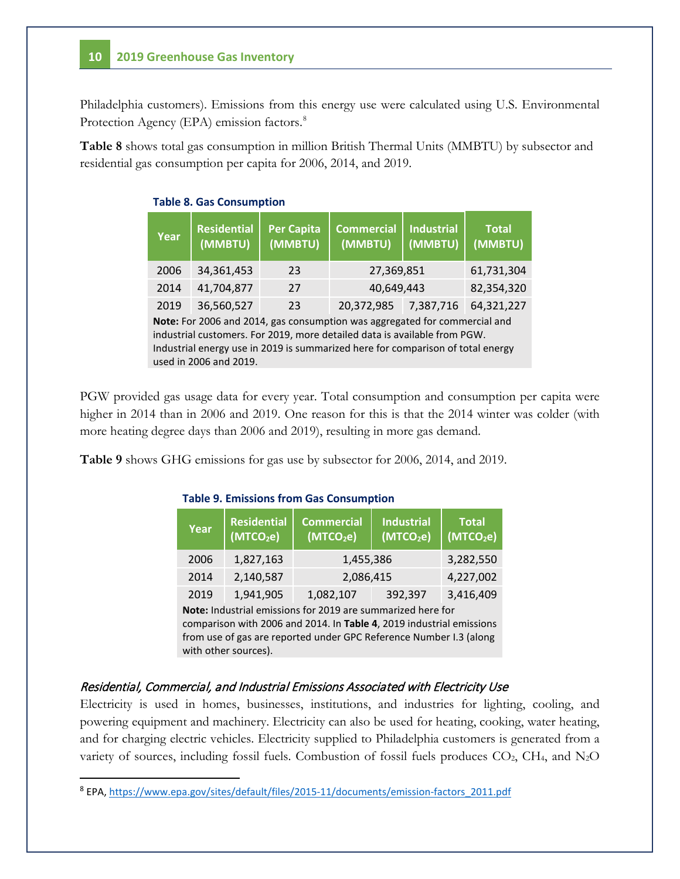Philadelphia customers). Emissions from this energy use were calculated using U.S. Environmental Protection Agency (EPA) emission factors.[8]

**Table 8** shows total gas consumption in million British Thermal Units (MMBTU) by subsector and residential gas consumption per capita for 2006, 2014, and 2019.

**Table 8. Gas Consumption**

| Year | Residential (MMBTU) | Per Capita (MMBTU) | Commercial (MMBTU) | Industrial (MMBTU) | Total (MMBTU) |
|---|---|---|---|---|---|
| 2006 | 34,361,453 | 23 | 27,369,851 | | 61,731,304 |
| 2014 | 41,704,877 | 27 | 40,649,443 | | 82,354,320 |
| 2019 | 36,560,527 | 23 | 20,372,985 | 7,387,716 | 64,321,227 |

**Note:** For 2006 and 2014, gas consumption was aggregated for commercial and industrial customers. For 2019, more detailed data is available from PGW. Industrial energy use in 2019 is summarized here for comparison of total energy used in 2006 and 2019.

PGW provided gas usage data for every year. Total consumption and consumption per capita were higher in 2014 than in 2006 and 2019. One reason for this is that the 2014 winter was colder (with more heating degree days than 2006 and 2019), resulting in more gas demand.

**Table 9** shows GHG emissions for gas use by subsector for 2006, 2014, and 2019.

**Table 9. Emissions from Gas Consumption**

| Year | Residential ($MTCO_2e$) | Commercial ($MTCO_2e$) | Industrial ($MTCO_2e$) | Total ($MTCO_2e$) |
|---|---|---|---|---|
| 2006 | 1,827,163 | 1,455,386 | | 3,282,550 |
| 2014 | 2,140,587 | 2,086,415 | | 4,227,002 |
| 2019 | 1,941,905 | 1,082,107 | 392,397 | 3,416,409 |

**Note:** Industrial emissions for 2019 are summarized here for comparison with 2006 and 2014. In **Table 4**, 2019 industrial emissions from use of gas are reported under GPC Reference Number I.3 (along with other sources).

### *Residential, Commercial, and Industrial Emissions Associated with Electricity Use*

Electricity is used in homes, businesses, institutions, and industries for lighting, cooling, and powering equipment and machinery. Electricity can also be used for heating, cooking, water heating, and for charging electric vehicles. Electricity supplied to Philadelphia customers is generated from a variety of sources, including fossil fuels. Combustion of fossil fuels produces $CO_2$, $CH_4$, and $N_2O$

[8] EPA, https://www.epa.gov/sites/default/files/2015-11/documents/emission-factors_2011.pdf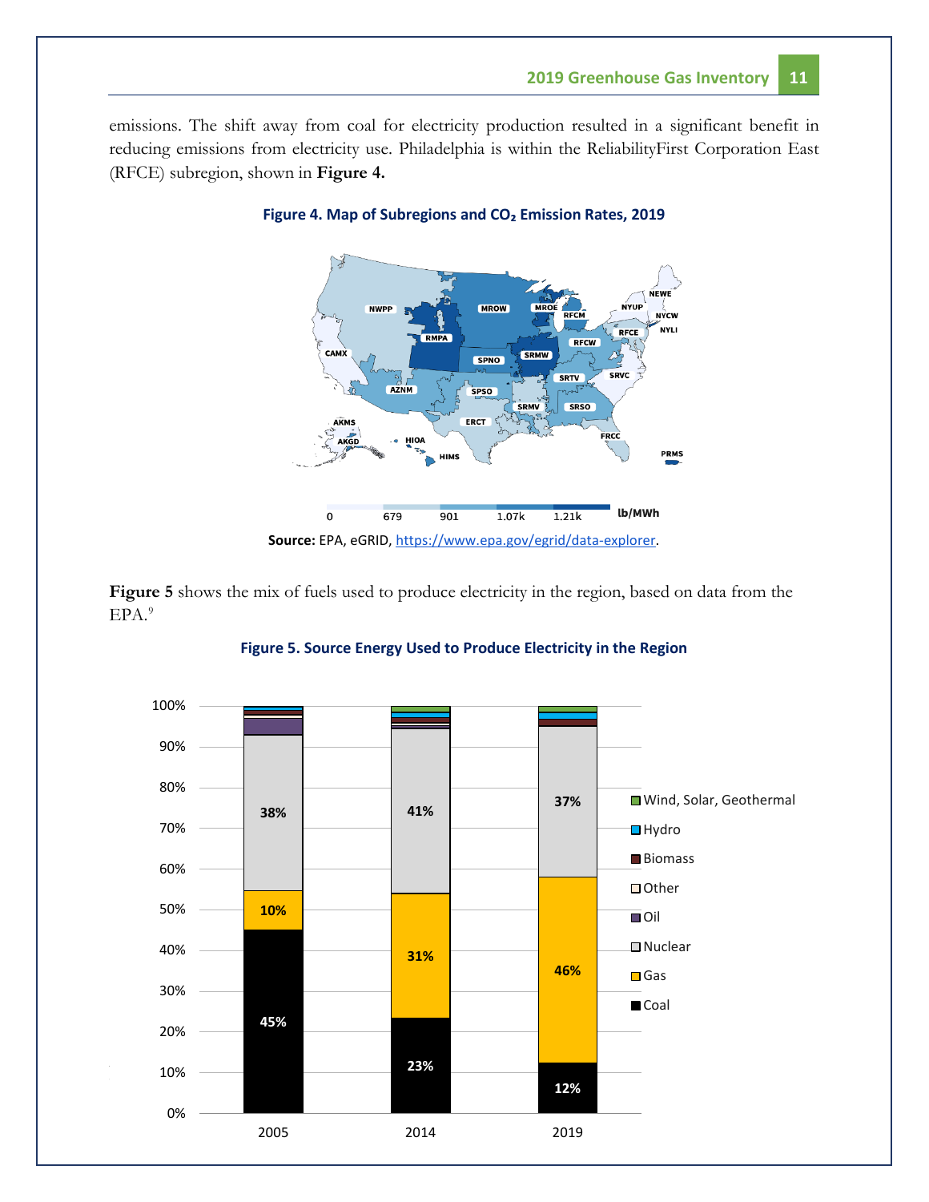emissions. The shift away from coal for electricity production resulted in a significant benefit in reducing emissions from electricity use. Philadelphia is within the ReliabilityFirst Corporation East (RFCE) subregion, shown in **Figure 4.**

**Figure 4. Map of Subregions and $CO_2$ Emission Rates, 2019**

**Source:** EPA, eGRID, https://www.epa.gov/egrid/data-explorer.

**Figure 5** shows the mix of fuels used to produce electricity in the region, based on data from the EPA.[9]

**Figure 5. Source Energy Used to Produce Electricity in the Region**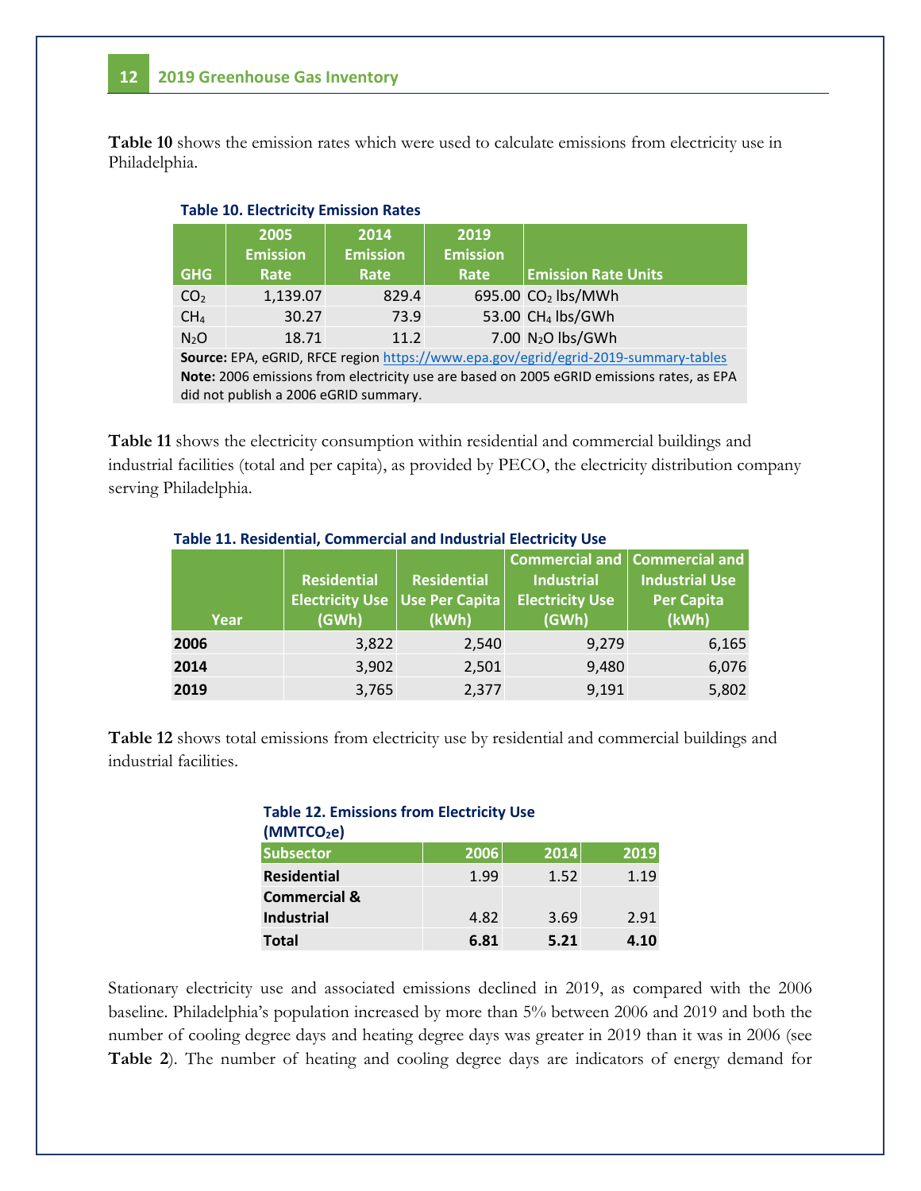**Table 10** shows the emission rates which were used to calculate emissions from electricity use in Philadelphia.

**Table 10. Electricity Emission Rates**

| GHG | 2005 Emission Rate | 2014 Emission Rate | 2019 Emission Rate | Emission Rate Units |
|---|---|---|---|---|
| $CO_2$ | 1,139.07 | 829.4 | 695.00 | $CO_2$ lbs/MWh |
| $CH_4$ | 30.27 | 73.9 | 53.00 | $CH_4$ lbs/GWh |
| $N_2O$ | 18.71 | 11.2 | 7.00 | $N_2O$ lbs/GWh |

**Source:** EPA, eGRID, RFCE region https://www.epa.gov/egrid/egrid-2019-summary-tables
**Note:** 2006 emissions from electricity use are based on 2005 eGRID emissions rates, as EPA did not publish a 2006 eGRID summary.

**Table 11** shows the electricity consumption within residential and commercial buildings and industrial facilities (total and per capita), as provided by PECO, the electricity distribution company serving Philadelphia.

**Table 11. Residential, Commercial and Industrial Electricity Use**

| Year | Residential Electricity Use (GWh) | Residential Use Per Capita (kWh) | Commercial and Industrial Electricity Use (GWh) | Commercial and Industrial Use Per Capita (kWh) |
|---|---|---|---|---|
| **2006** | 3,822 | 2,540 | 9,279 | 6,165 |
| **2014** | 3,902 | 2,501 | 9,480 | 6,076 |
| **2019** | 3,765 | 2,377 | 9,191 | 5,802 |

**Table 12** shows total emissions from electricity use by residential and commercial buildings and industrial facilities.

**Table 12. Emissions from Electricity Use ($MMTCO_2e$)**

| Subsector | 2006 | 2014 | 2019 |
|---|---|---|---|
| **Residential** | 1.99 | 1.52 | 1.19 |
| **Commercial & Industrial** | 4.82 | 3.69 | 2.91 |
| **Total** | **6.81** | **5.21** | **4.10** |

Stationary electricity use and associated emissions declined in 2019, as compared with the 2006 baseline. Philadelphia's population increased by more than 5% between 2006 and 2019 and both the number of cooling degree days and heating degree days was greater in 2019 than it was in 2006 (see **Table 2**). The number of heating and cooling degree days are indicators of energy demand for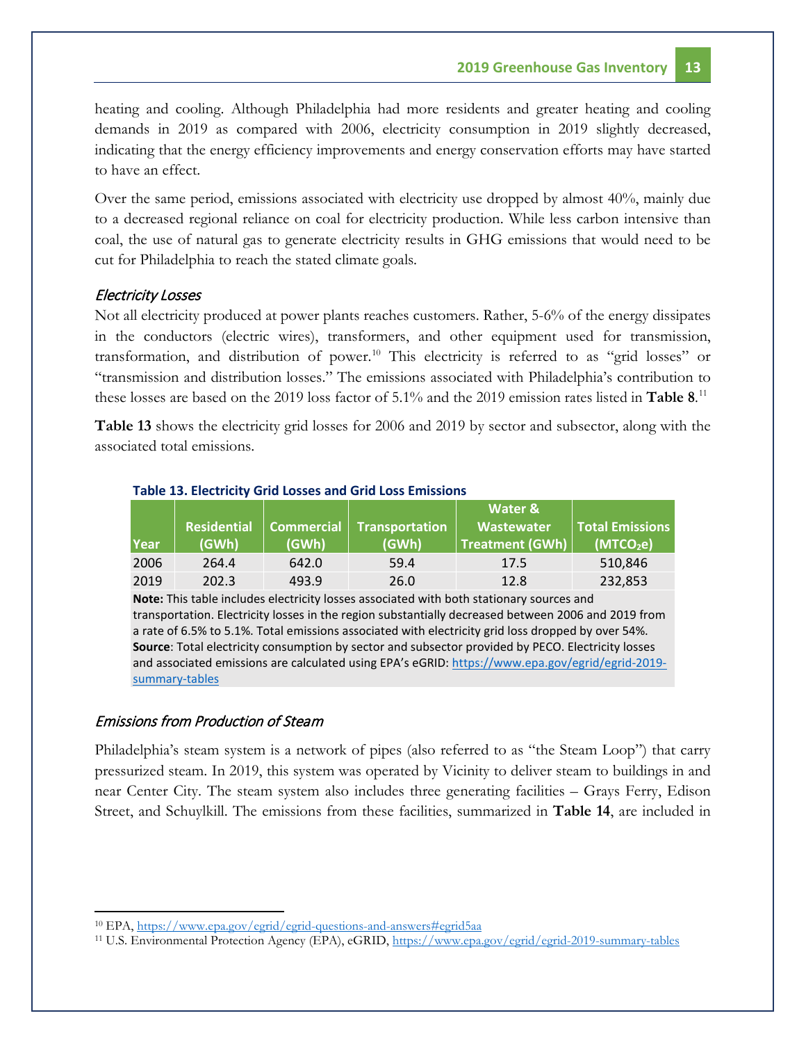heating and cooling. Although Philadelphia had more residents and greater heating and cooling demands in 2019 as compared with 2006, electricity consumption in 2019 slightly decreased, indicating that the energy efficiency improvements and energy conservation efforts may have started to have an effect.

Over the same period, emissions associated with electricity use dropped by almost 40%, mainly due to a decreased regional reliance on coal for electricity production. While less carbon intensive than coal, the use of natural gas to generate electricity results in GHG emissions that would need to be cut for Philadelphia to reach the stated climate goals.

### *Electricity Losses*

Not all electricity produced at power plants reaches customers. Rather, 5-6% of the energy dissipates in the conductors (electric wires), transformers, and other equipment used for transmission, transformation, and distribution of power.[10] This electricity is referred to as "grid losses" or "transmission and distribution losses." The emissions associated with Philadelphia's contribution to these losses are based on the 2019 loss factor of 5.1% and the 2019 emission rates listed in **Table 8**.[11]

**Table 13** shows the electricity grid losses for 2006 and 2019 by sector and subsector, along with the associated total emissions.

**Table 13. Electricity Grid Losses and Grid Loss Emissions**

| Year | Residential (GWh) | Commercial (GWh) | Transportation (GWh) | Water & Wastewater Treatment (GWh) | Total Emissions ($MTCO_2e$) |
|---|---|---|---|---|---|
| 2006 | 264.4 | 642.0 | 59.4 | 17.5 | 510,846 |
| 2019 | 202.3 | 493.9 | 26.0 | 12.8 | 232,853 |

**Note:** This table includes electricity losses associated with both stationary sources and transportation. Electricity losses in the region substantially decreased between 2006 and 2019 from a rate of 6.5% to 5.1%. Total emissions associated with electricity grid loss dropped by over 54%.
**Source**: Total electricity consumption by sector and subsector provided by PECO. Electricity losses and associated emissions are calculated using EPA's eGRID: https://www.epa.gov/egrid/egrid-2019-summary-tables

### *Emissions from Production of Steam*

Philadelphia's steam system is a network of pipes (also referred to as "the Steam Loop") that carry pressurized steam. In 2019, this system was operated by Vicinity to deliver steam to buildings in and near Center City. The steam system also includes three generating facilities – Grays Ferry, Edison Street, and Schuylkill. The emissions from these facilities, summarized in **Table 14**, are included in

---

[10] EPA, https://www.epa.gov/egrid/egrid-questions-and-answers#egrid5aa

[11] U.S. Environmental Protection Agency (EPA), eGRID, https://www.epa.gov/egrid/egrid-2019-summary-tables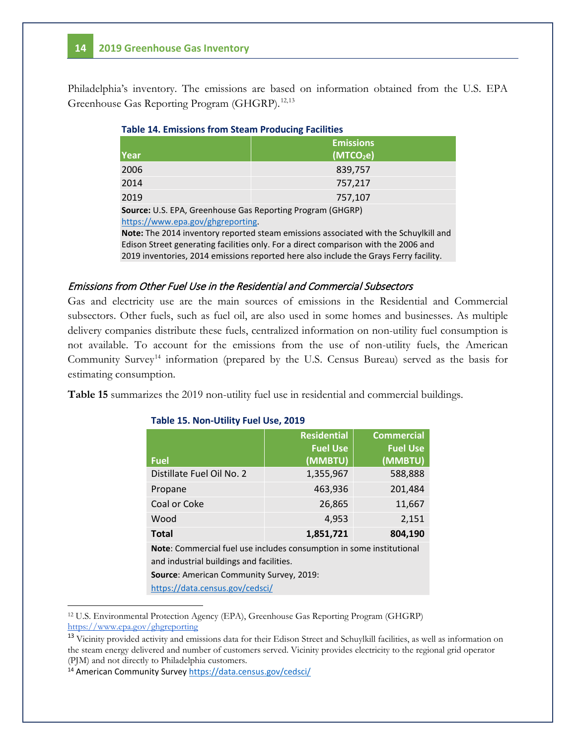Philadelphia's inventory. The emissions are based on information obtained from the U.S. EPA Greenhouse Gas Reporting Program (GHGRP).[12,13]

**Table 14. Emissions from Steam Producing Facilities**

| Year | Emissions ($MTCO_2e$) |
|---|---|
| 2006 | 839,757 |
| 2014 | 757,217 |
| 2019 | 757,107 |

**Source:** U.S. EPA, Greenhouse Gas Reporting Program (GHGRP) https://www.epa.gov/ghgreporting.

**Note:** The 2014 inventory reported steam emissions associated with the Schuylkill and Edison Street generating facilities only. For a direct comparison with the 2006 and 2019 inventories, 2014 emissions reported here also include the Grays Ferry facility.

### *Emissions from Other Fuel Use in the Residential and Commercial Subsectors*

Gas and electricity use are the main sources of emissions in the Residential and Commercial subsectors. Other fuels, such as fuel oil, are also used in some homes and businesses. As multiple delivery companies distribute these fuels, centralized information on non-utility fuel consumption is not available. To account for the emissions from the use of non-utility fuels, the American Community Survey[14] information (prepared by the U.S. Census Bureau) served as the basis for estimating consumption.

**Table 15** summarizes the 2019 non-utility fuel use in residential and commercial buildings.

**Table 15. Non-Utility Fuel Use, 2019**

| Fuel | Residential Fuel Use (MMBTU) | Commercial Fuel Use (MMBTU) |
|---|---|---|
| Distillate Fuel Oil No. 2 | 1,355,967 | 588,888 |
| Propane | 463,936 | 201,484 |
| Coal or Coke | 26,865 | 11,667 |
| Wood | 4,953 | 2,151 |
| **Total** | **1,851,721** | **804,190** |

**Note**: Commercial fuel use includes consumption in some institutional and industrial buildings and facilities.

**Source**: American Community Survey, 2019: https://data.census.gov/cedsci/

---

[12] U.S. Environmental Protection Agency (EPA), Greenhouse Gas Reporting Program (GHGRP) https://www.epa.gov/ghgreporting

[13] Vicinity provided activity and emissions data for their Edison Street and Schuylkill facilities, as well as information on the steam energy delivered and number of customers served. Vicinity provides electricity to the regional grid operator (PJM) and not directly to Philadelphia customers.

[14] American Community Survey https://data.census.gov/cedsci/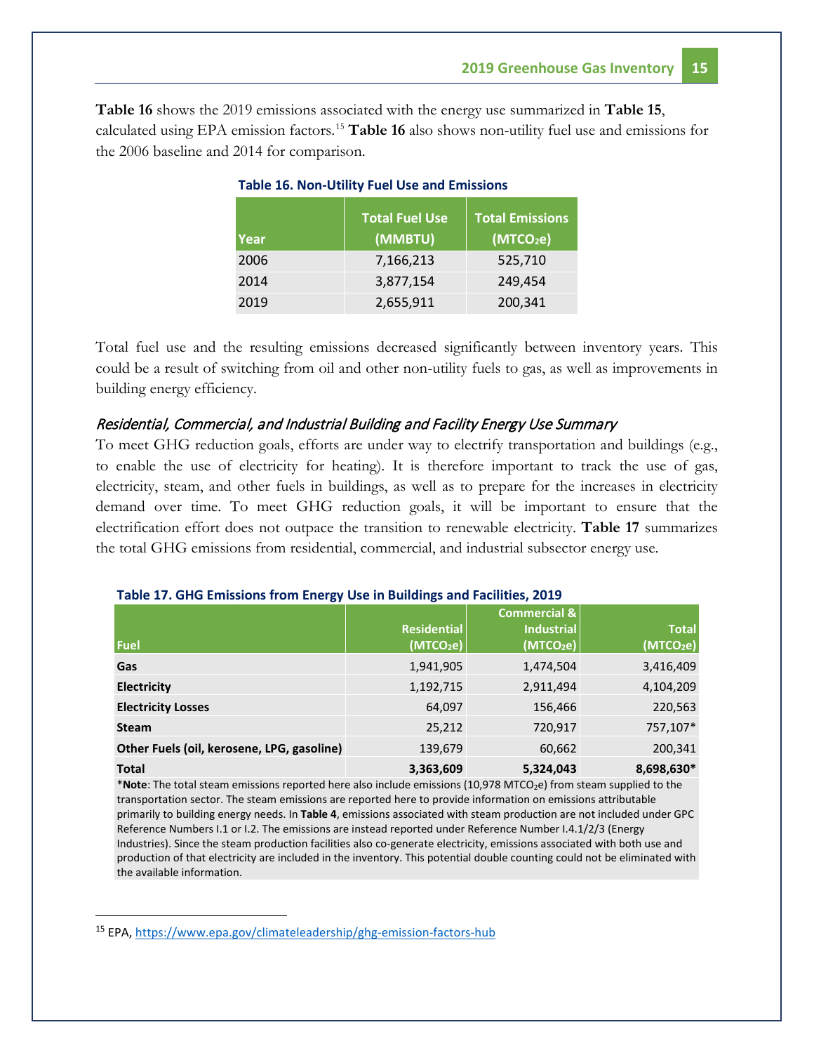**Table 16** shows the 2019 emissions associated with the energy use summarized in **Table 15**, calculated using EPA emission factors.[15] **Table 16** also shows non-utility fuel use and emissions for the 2006 baseline and 2014 for comparison.

**Table 16. Non-Utility Fuel Use and Emissions**

| Year | Total Fuel Use (MMBTU) | Total Emissions ($MTCO_2e$) |
|---|---|---|
| 2006 | 7,166,213 | 525,710 |
| 2014 | 3,877,154 | 249,454 |
| 2019 | 2,655,911 | 200,341 |

Total fuel use and the resulting emissions decreased significantly between inventory years. This could be a result of switching from oil and other non-utility fuels to gas, as well as improvements in building energy efficiency.

### *Residential, Commercial, and Industrial Building and Facility Energy Use Summary*

To meet GHG reduction goals, efforts are under way to electrify transportation and buildings (e.g., to enable the use of electricity for heating). It is therefore important to track the use of gas, electricity, steam, and other fuels in buildings, as well as to prepare for the increases in electricity demand over time. To meet GHG reduction goals, it will be important to ensure that the electrification effort does not outpace the transition to renewable electricity. **Table 17** summarizes the total GHG emissions from residential, commercial, and industrial subsector energy use.

**Table 17. GHG Emissions from Energy Use in Buildings and Facilities, 2019**

| Fuel | Residential ($MTCO_2e$) | Commercial & Industrial ($MTCO_2e$) | Total ($MTCO_2e$) |
|---|---|---|---|
| **Gas** | 1,941,905 | 1,474,504 | 3,416,409 |
| **Electricity** | 1,192,715 | 2,911,494 | 4,104,209 |
| **Electricity Losses** | 64,097 | 156,466 | 220,563 |
| **Steam** | 25,212 | 720,917 | 757,107* |
| **Other Fuels (oil, kerosene, LPG, gasoline)** | 139,679 | 60,662 | 200,341 |
| **Total** | **3,363,609** | **5,324,043** | **8,698,630*** |

*__Note__: The total steam emissions reported here also include emissions (10,978 $MTCO_2e$) from steam supplied to the transportation sector. The steam emissions are reported here to provide information on emissions attributable primarily to building energy needs. In **Table 4**, emissions associated with steam production are not included under GPC Reference Numbers I.1 or I.2. The emissions are instead reported under Reference Number I.4.1/2/3 (Energy Industries). Since the steam production facilities also co-generate electricity, emissions associated with both use and production of that electricity are included in the inventory. This potential double counting could not be eliminated with the available information.

---

[15] EPA, https://www.epa.gov/climateleadership/ghg-emission-factors-hub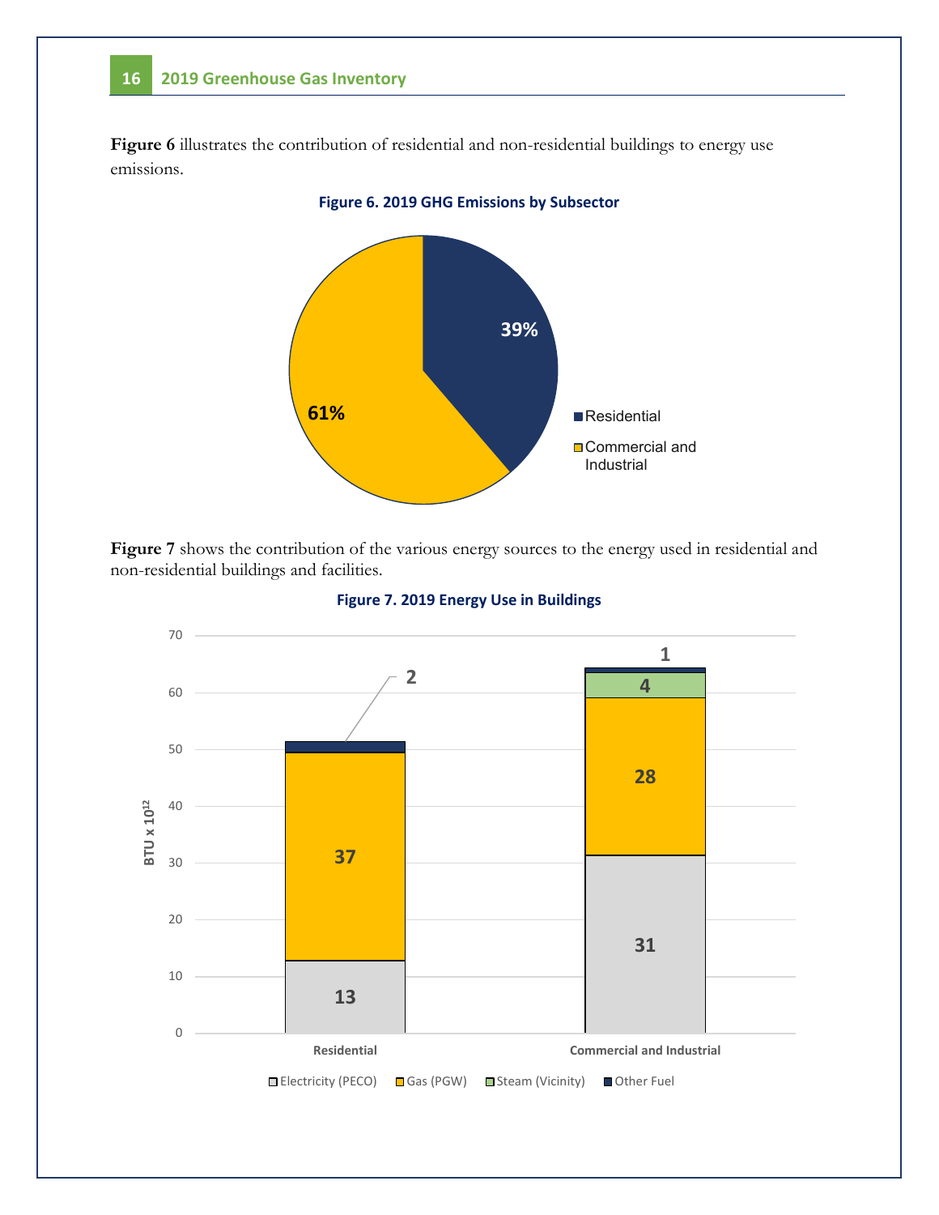**Figure 6** illustrates the contribution of residential and non-residential buildings to energy use emissions.

**Figure 6. 2019 GHG Emissions by Subsector**

| Subsector | Share |
| --- | --- |
| Residential | 39% |
| Commercial and Industrial | 61% |

**Figure 7** shows the contribution of the various energy sources to the energy used in residential and non-residential buildings and facilities.

**Figure 7. 2019 Energy Use in Buildings**

| BTU x $10^{12}$ | Residential | Commercial and Industrial |
| --- | --- | --- |
| Electricity (PECO) | 13 | 31 |
| Gas (PGW) | 37 | 28 |
| Steam (Vicinity) | | 4 |
| Other Fuel | 2 | 1 |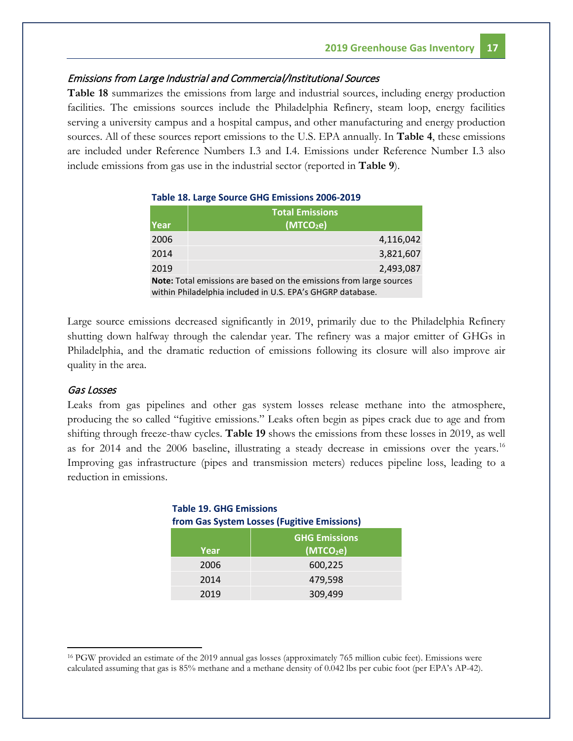### *Emissions from Large Industrial and Commercial/Institutional Sources*

**Table 18** summarizes the emissions from large and industrial sources, including energy production facilities. The emissions sources include the Philadelphia Refinery, steam loop, energy facilities serving a university campus and a hospital campus, and other manufacturing and energy production sources. All of these sources report emissions to the U.S. EPA annually. In **Table 4**, these emissions are included under Reference Numbers I.3 and I.4. Emissions under Reference Number I.3 also include emissions from gas use in the industrial sector (reported in **Table 9**).

**Table 18. Large Source GHG Emissions 2006-2019**

| Year | Total Emissions ($MTCO_2e$) |
|---|---|
| 2006 | 4,116,042 |
| 2014 | 3,821,607 |
| 2019 | 2,493,087 |

**Note:** Total emissions are based on the emissions from large sources within Philadelphia included in U.S. EPA's GHGRP database.

Large source emissions decreased significantly in 2019, primarily due to the Philadelphia Refinery shutting down halfway through the calendar year. The refinery was a major emitter of GHGs in Philadelphia, and the dramatic reduction of emissions following its closure will also improve air quality in the area.

### *Gas Losses*

Leaks from gas pipelines and other gas system losses release methane into the atmosphere, producing the so called "fugitive emissions." Leaks often begin as pipes crack due to age and from shifting through freeze-thaw cycles. **Table 19** shows the emissions from these losses in 2019, as well as for 2014 and the 2006 baseline, illustrating a steady decrease in emissions over the years.[16] Improving gas infrastructure (pipes and transmission meters) reduces pipeline loss, leading to a reduction in emissions.

**Table 19. GHG Emissions from Gas System Losses (Fugitive Emissions)**

| Year | GHG Emissions ($MTCO_2e$) |
|---|---|
| 2006 | 600,225 |
| 2014 | 479,598 |
| 2019 | 309,499 |

[16] PGW provided an estimate of the 2019 annual gas losses (approximately 765 million cubic feet). Emissions were calculated assuming that gas is 85% methane and a methane density of 0.042 lbs per cubic foot (per EPA's AP-42).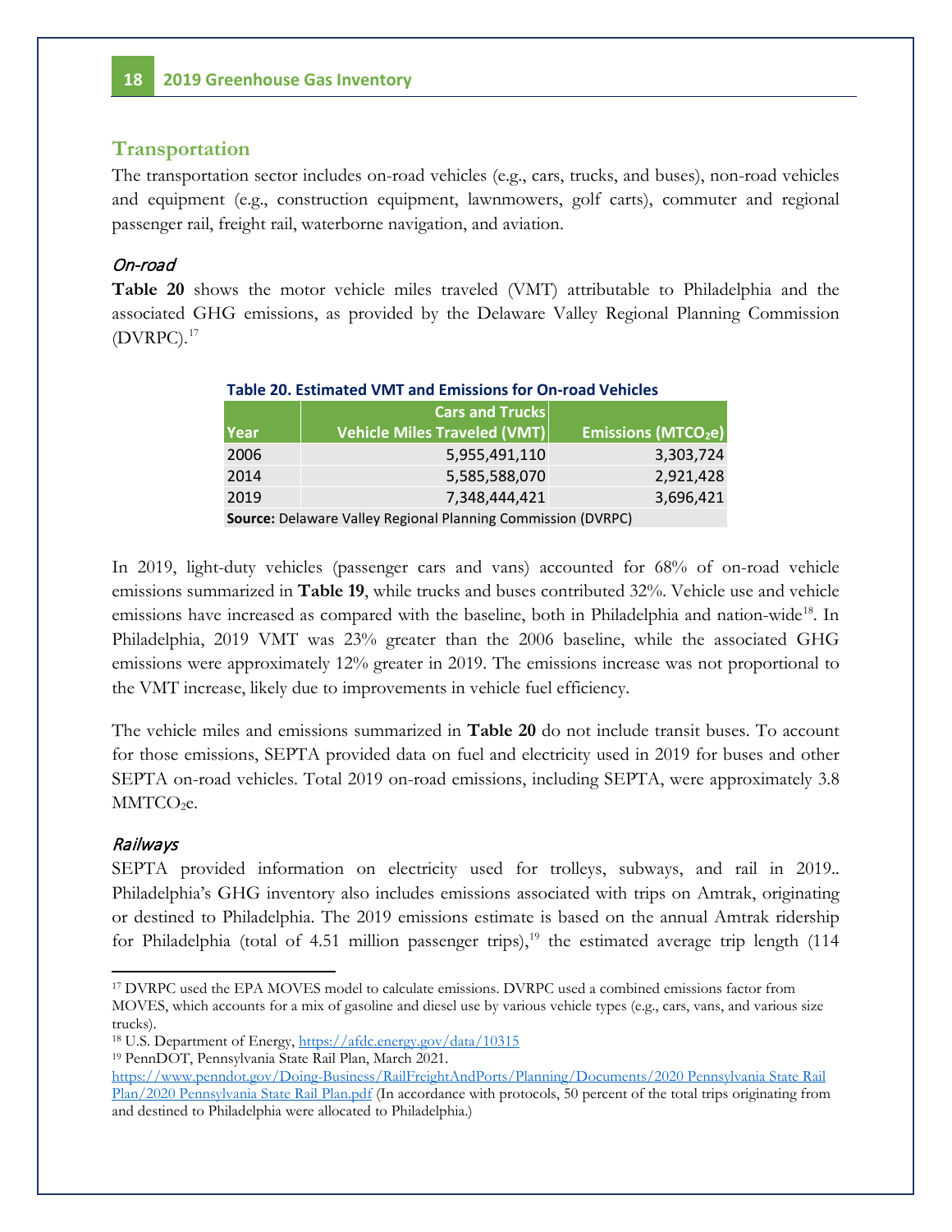## Transportation

The transportation sector includes on-road vehicles (e.g., cars, trucks, and buses), non-road vehicles and equipment (e.g., construction equipment, lawnmowers, golf carts), commuter and regional passenger rail, freight rail, waterborne navigation, and aviation.

### *On-road*

**Table 20** shows the motor vehicle miles traveled (VMT) attributable to Philadelphia and the associated GHG emissions, as provided by the Delaware Valley Regional Planning Commission (DVRPC).[17]

**Table 20. Estimated VMT and Emissions for On-road Vehicles**

| Year | Cars and Trucks Vehicle Miles Traveled (VMT) | Emissions ($MTCO_2e$) |
|---|---|---|
| 2006 | 5,955,491,110 | 3,303,724 |
| 2014 | 5,585,588,070 | 2,921,428 |
| 2019 | 7,348,444,421 | 3,696,421 |

**Source:** Delaware Valley Regional Planning Commission (DVRPC)

In 2019, light-duty vehicles (passenger cars and vans) accounted for 68% of on-road vehicle emissions summarized in **Table 19**, while trucks and buses contributed 32%. Vehicle use and vehicle emissions have increased as compared with the baseline, both in Philadelphia and nation-wide[18]. In Philadelphia, 2019 VMT was 23% greater than the 2006 baseline, while the associated GHG emissions were approximately 12% greater in 2019. The emissions increase was not proportional to the VMT increase, likely due to improvements in vehicle fuel efficiency.

The vehicle miles and emissions summarized in **Table 20** do not include transit buses. To account for those emissions, SEPTA provided data on fuel and electricity used in 2019 for buses and other SEPTA on-road vehicles. Total 2019 on-road emissions, including SEPTA, were approximately 3.8 $MMTCO_2e$.

### *Railways*

SEPTA provided information on electricity used for trolleys, subways, and rail in 2019.. Philadelphia's GHG inventory also includes emissions associated with trips on Amtrak, originating or destined to Philadelphia. The 2019 emissions estimate is based on the annual Amtrak ridership for Philadelphia (total of 4.51 million passenger trips),[19] the estimated average trip length (114

---

[17] DVRPC used the EPA MOVES model to calculate emissions. DVRPC used a combined emissions factor from MOVES, which accounts for a mix of gasoline and diesel use by various vehicle types (e.g., cars, vans, and various size trucks).

[18] U.S. Department of Energy, https://afdc.energy.gov/data/10315

[19] PennDOT, Pennsylvania State Rail Plan, March 2021. https://www.penndot.gov/Doing-Business/RailFreightAndPorts/Planning/Documents/2020 Pennsylvania State Rail Plan/2020 Pennsylvania State Rail Plan.pdf (In accordance with protocols, 50 percent of the total trips originating from and destined to Philadelphia were allocated to Philadelphia.)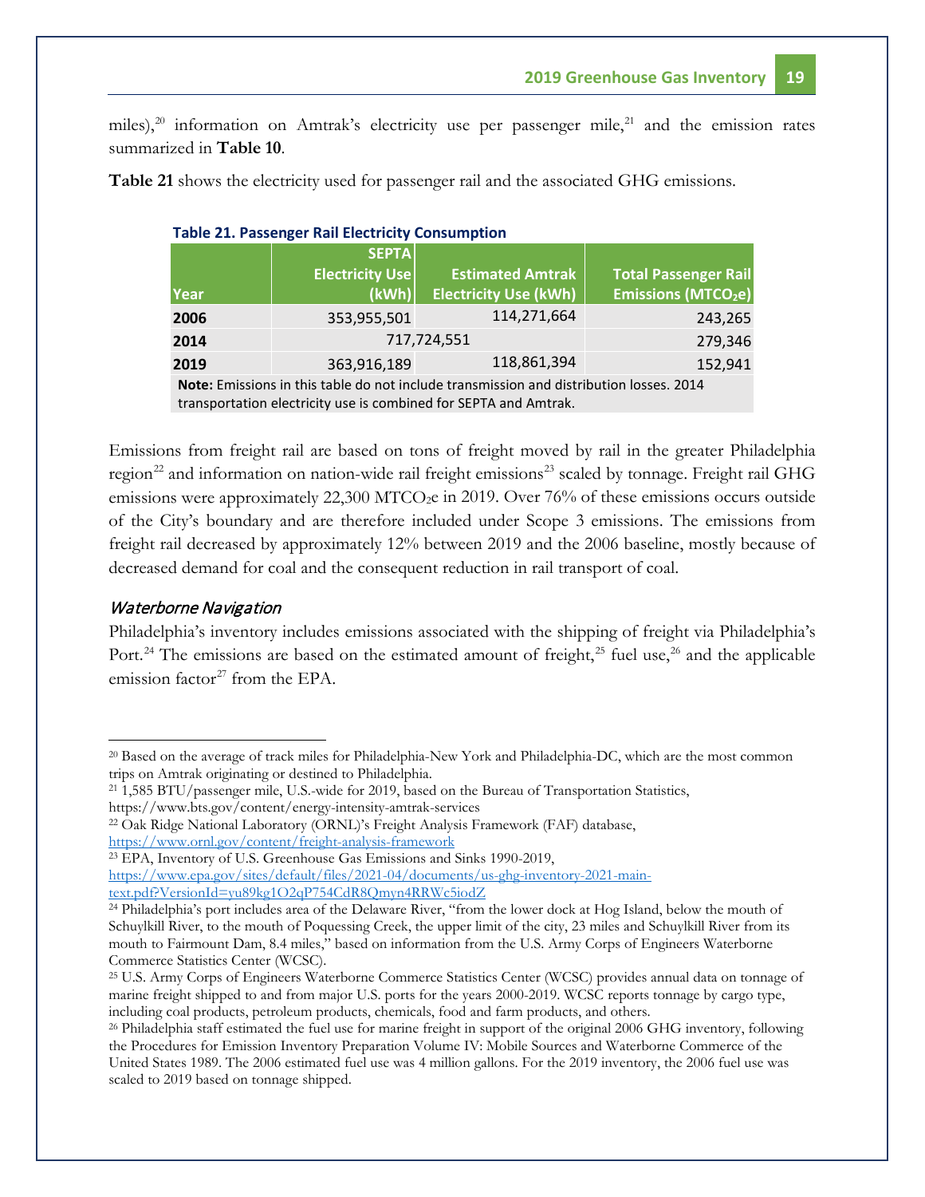miles),[20] information on Amtrak's electricity use per passenger mile,[21] and the emission rates summarized in **Table 10**.

**Table 21** shows the electricity used for passenger rail and the associated GHG emissions.

**Table 21. Passenger Rail Electricity Consumption**

| Year | SEPTA Electricity Use (kWh) | Estimated Amtrak Electricity Use (kWh) | Total Passenger Rail Emissions ($MTCO_2e$) |
|---|---|---|---|
| **2006** | 353,955,501 | 114,271,664 | 243,265 |
| **2014** | 717,724,551 | | 279,346 |
| **2019** | 363,916,189 | 118,861,394 | 152,941 |

**Note:** Emissions in this table do not include transmission and distribution losses. 2014 transportation electricity use is combined for SEPTA and Amtrak.

Emissions from freight rail are based on tons of freight moved by rail in the greater Philadelphia region[22] and information on nation-wide rail freight emissions[23] scaled by tonnage. Freight rail GHG emissions were approximately 22,300 $MTCO_2e$ in 2019. Over 76% of these emissions occurs outside of the City's boundary and are therefore included under Scope 3 emissions. The emissions from freight rail decreased by approximately 12% between 2019 and the 2006 baseline, mostly because of decreased demand for coal and the consequent reduction in rail transport of coal.

### *Waterborne Navigation*

Philadelphia's inventory includes emissions associated with the shipping of freight via Philadelphia's Port.[24] The emissions are based on the estimated amount of freight,[25] fuel use,[26] and the applicable emission factor[27] from the EPA.

---

[20] Based on the average of track miles for Philadelphia-New York and Philadelphia-DC, which are the most common trips on Amtrak originating or destined to Philadelphia.

[21] 1,585 BTU/passenger mile, U.S.-wide for 2019, based on the Bureau of Transportation Statistics, https://www.bts.gov/content/energy-intensity-amtrak-services

[22] Oak Ridge National Laboratory (ORNL)'s Freight Analysis Framework (FAF) database, https://www.ornl.gov/content/freight-analysis-framework

[23] EPA, Inventory of U.S. Greenhouse Gas Emissions and Sinks 1990-2019, https://www.epa.gov/sites/default/files/2021-04/documents/us-ghg-inventory-2021-main-text.pdf?VersionId=yu89kg1O2qP754CdR8Qmyn4RRWc5iodZ

[24] Philadelphia's port includes area of the Delaware River, "from the lower dock at Hog Island, below the mouth of Schuylkill River, to the mouth of Poquessing Creek, the upper limit of the city, 23 miles and Schuylkill River from its mouth to Fairmount Dam, 8.4 miles," based on information from the U.S. Army Corps of Engineers Waterborne Commerce Statistics Center (WCSC).

[25] U.S. Army Corps of Engineers Waterborne Commerce Statistics Center (WCSC) provides annual data on tonnage of marine freight shipped to and from major U.S. ports for the years 2000-2019. WCSC reports tonnage by cargo type, including coal products, petroleum products, chemicals, food and farm products, and others.

[26] Philadelphia staff estimated the fuel use for marine freight in support of the original 2006 GHG inventory, following the Procedures for Emission Inventory Preparation Volume IV: Mobile Sources and Waterborne Commerce of the United States 1989. The 2006 estimated fuel use was 4 million gallons. For the 2019 inventory, the 2006 fuel use was scaled to 2019 based on tonnage shipped.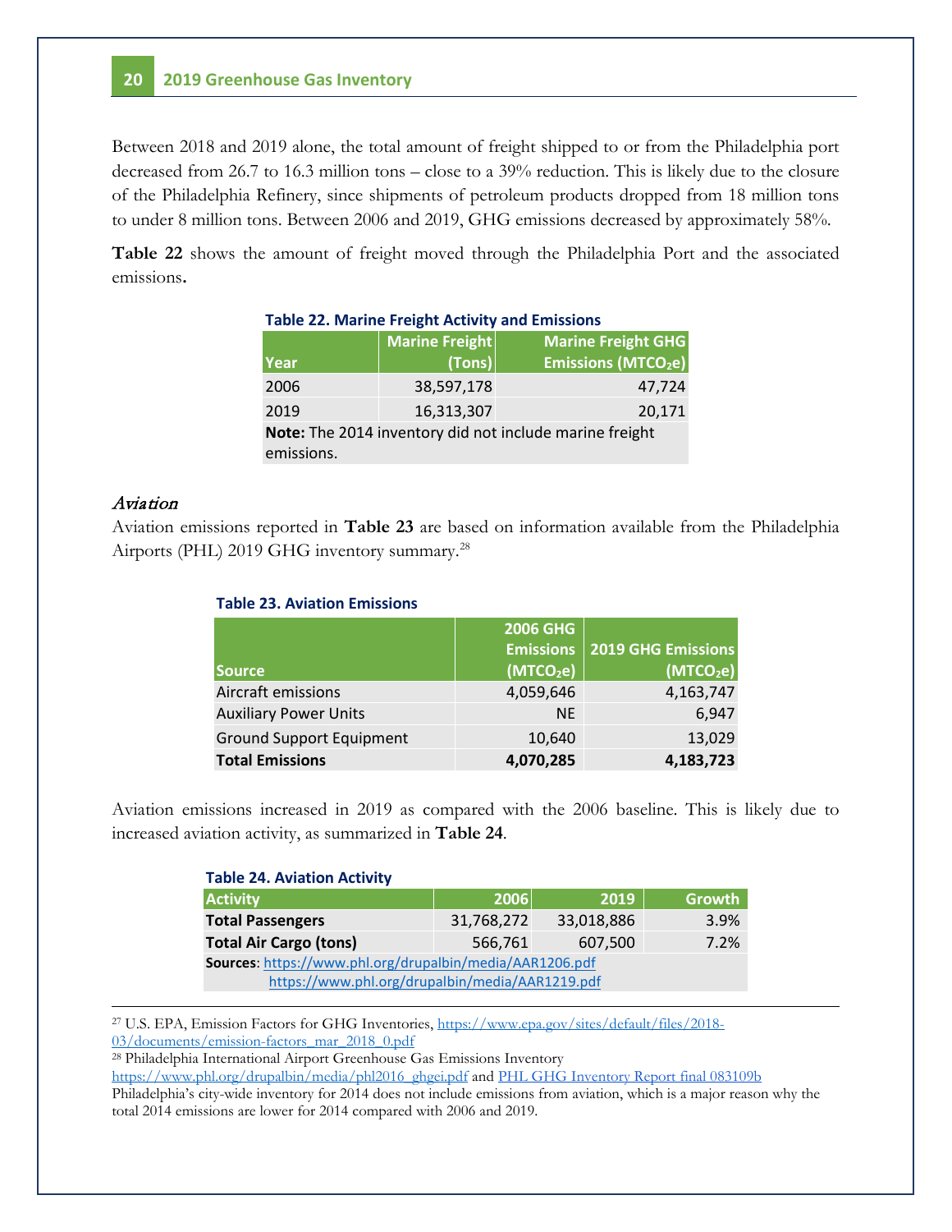Between 2018 and 2019 alone, the total amount of freight shipped to or from the Philadelphia port decreased from 26.7 to 16.3 million tons – close to a 39% reduction. This is likely due to the closure of the Philadelphia Refinery, since shipments of petroleum products dropped from 18 million tons to under 8 million tons. Between 2006 and 2019, GHG emissions decreased by approximately 58%.

**Table 22** shows the amount of freight moved through the Philadelphia Port and the associated emissions**.**

**Table 22. Marine Freight Activity and Emissions**

| Year | Marine Freight (Tons) | Marine Freight GHG Emissions ($MTCO_2e$) |
|---|---|---|
| 2006 | 38,597,178 | 47,724 |
| 2019 | 16,313,307 | 20,171 |
| **Note:** The 2014 inventory did not include marine freight emissions. | | |

### *Aviation*

Aviation emissions reported in **Table 23** are based on information available from the Philadelphia Airports (PHL) 2019 GHG inventory summary.[28]

**Table 23. Aviation Emissions**

| Source | 2006 GHG Emissions ($MTCO_2e$) | 2019 GHG Emissions ($MTCO_2e$) |
|---|---|---|
| Aircraft emissions | 4,059,646 | 4,163,747 |
| Auxiliary Power Units | NE | 6,947 |
| Ground Support Equipment | 10,640 | 13,029 |
| **Total Emissions** | **4,070,285** | **4,183,723** |

Aviation emissions increased in 2019 as compared with the 2006 baseline. This is likely due to increased aviation activity, as summarized in **Table 24**.

**Table 24. Aviation Activity**

| Activity | 2006 | 2019 | Growth |
|---|---|---|---|
| **Total Passengers** | 31,768,272 | 33,018,886 | 3.9% |
| **Total Air Cargo (tons)** | 566,761 | 607,500 | 7.2% |
| **Sources**: https://www.phl.org/drupalbin/media/AAR1206.pdf https://www.phl.org/drupalbin/media/AAR1219.pdf | | | |

---

[27] U.S. EPA, Emission Factors for GHG Inventories, https://www.epa.gov/sites/default/files/2018-03/documents/emission-factors_mar_2018_0.pdf

[28] Philadelphia International Airport Greenhouse Gas Emissions Inventory https://www.phl.org/drupalbin/media/phl2016_ghgei.pdf and PHL GHG Inventory Report final 083109b

Philadelphia's city-wide inventory for 2014 does not include emissions from aviation, which is a major reason why the total 2014 emissions are lower for 2014 compared with 2006 and 2019.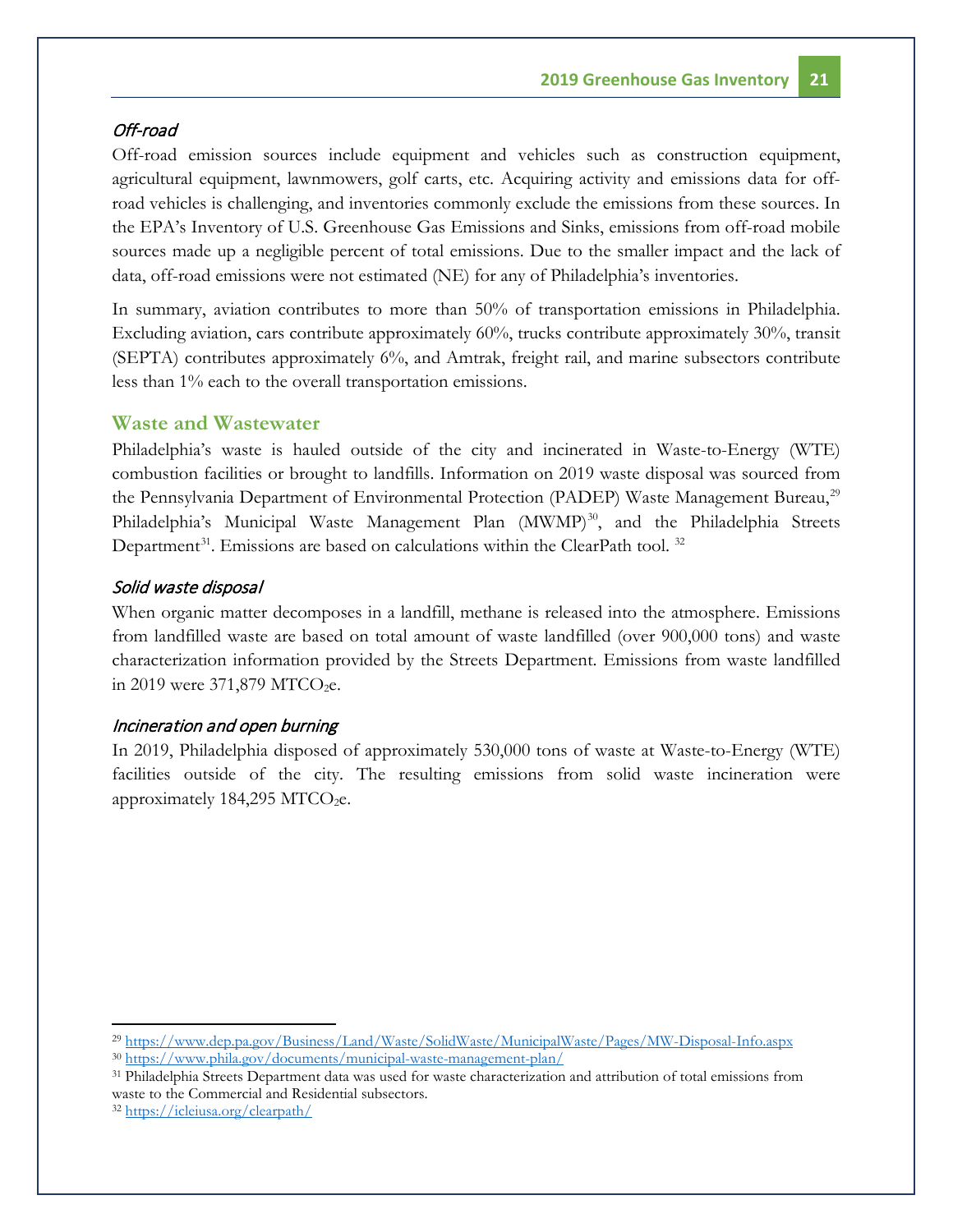### *Off-road*

Off-road emission sources include equipment and vehicles such as construction equipment, agricultural equipment, lawnmowers, golf carts, etc. Acquiring activity and emissions data for off-road vehicles is challenging, and inventories commonly exclude the emissions from these sources. In the EPA's Inventory of U.S. Greenhouse Gas Emissions and Sinks, emissions from off-road mobile sources made up a negligible percent of total emissions. Due to the smaller impact and the lack of data, off-road emissions were not estimated (NE) for any of Philadelphia's inventories.

In summary, aviation contributes to more than 50% of transportation emissions in Philadelphia. Excluding aviation, cars contribute approximately 60%, trucks contribute approximately 30%, transit (SEPTA) contributes approximately 6%, and Amtrak, freight rail, and marine subsectors contribute less than 1% each to the overall transportation emissions.

## Waste and Wastewater

Philadelphia's waste is hauled outside of the city and incinerated in Waste-to-Energy (WTE) combustion facilities or brought to landfills. Information on 2019 waste disposal was sourced from the Pennsylvania Department of Environmental Protection (PADEP) Waste Management Bureau,[29] Philadelphia's Municipal Waste Management Plan (MWMP)[30], and the Philadelphia Streets Department[31]. Emissions are based on calculations within the ClearPath tool. [32]

### *Solid waste disposal*

When organic matter decomposes in a landfill, methane is released into the atmosphere. Emissions from landfilled waste are based on total amount of waste landfilled (over 900,000 tons) and waste characterization information provided by the Streets Department. Emissions from waste landfilled in 2019 were 371,879 $MTCO_2e$.

### *Incineration and open burning*

In 2019, Philadelphia disposed of approximately 530,000 tons of waste at Waste-to-Energy (WTE) facilities outside of the city. The resulting emissions from solid waste incineration were approximately 184,295 $MTCO_2e$.

---

[29] https://www.dep.pa.gov/Business/Land/Waste/SolidWaste/MunicipalWaste/Pages/MW-Disposal-Info.aspx

[30] https://www.phila.gov/documents/municipal-waste-management-plan/

[31] Philadelphia Streets Department data was used for waste characterization and attribution of total emissions from waste to the Commercial and Residential subsectors.

[32] https://icleiusa.org/clearpath/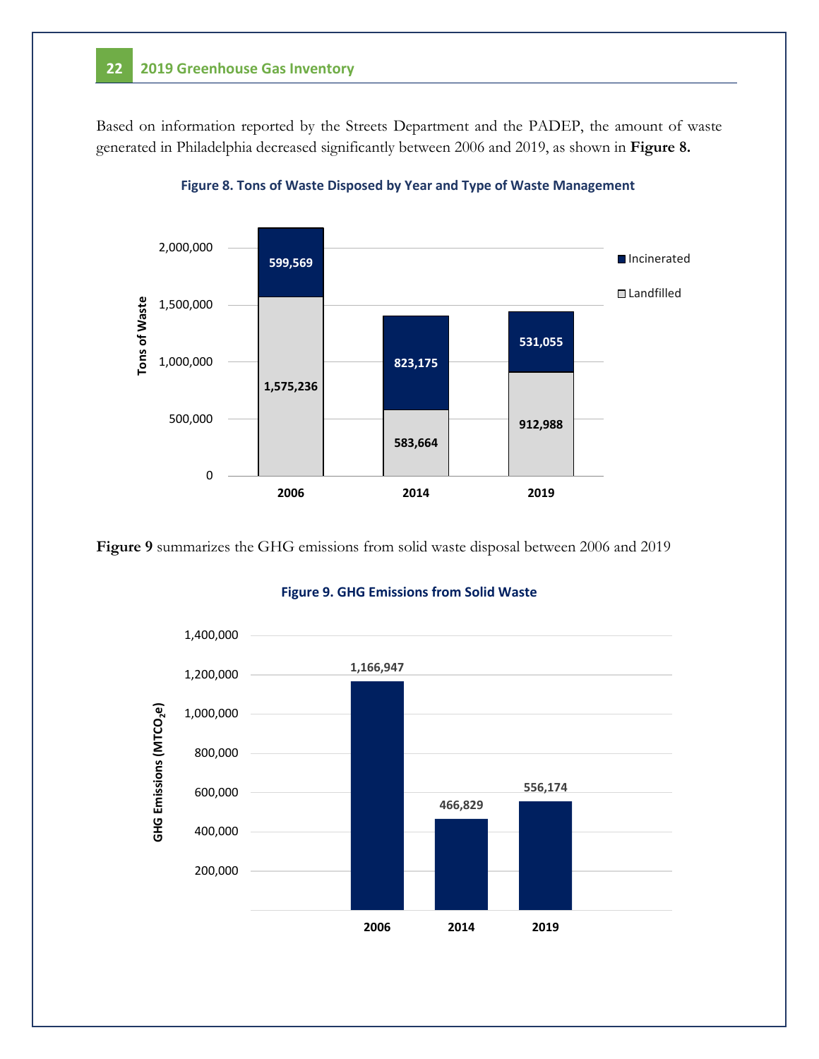Based on information reported by the Streets Department and the PADEP, the amount of waste generated in Philadelphia decreased significantly between 2006 and 2019, as shown in **Figure 8.**

**Figure 8. Tons of Waste Disposed by Year and Type of Waste Management**

| Year | Landfilled | Incinerated |
|---|---|---|
| 2006 | 1,575,236 | 599,569 |
| 2014 | 583,664 | 823,175 |
| 2019 | 912,988 | 531,055 |

**Figure 9** summarizes the GHG emissions from solid waste disposal between 2006 and 2019

**Figure 9. GHG Emissions from Solid Waste**

| Year | GHG Emissions ($MTCO_2e$) |
|---|---|
| 2006 | 1,166,947 |
| 2014 | 466,829 |
| 2019 | 556,174 |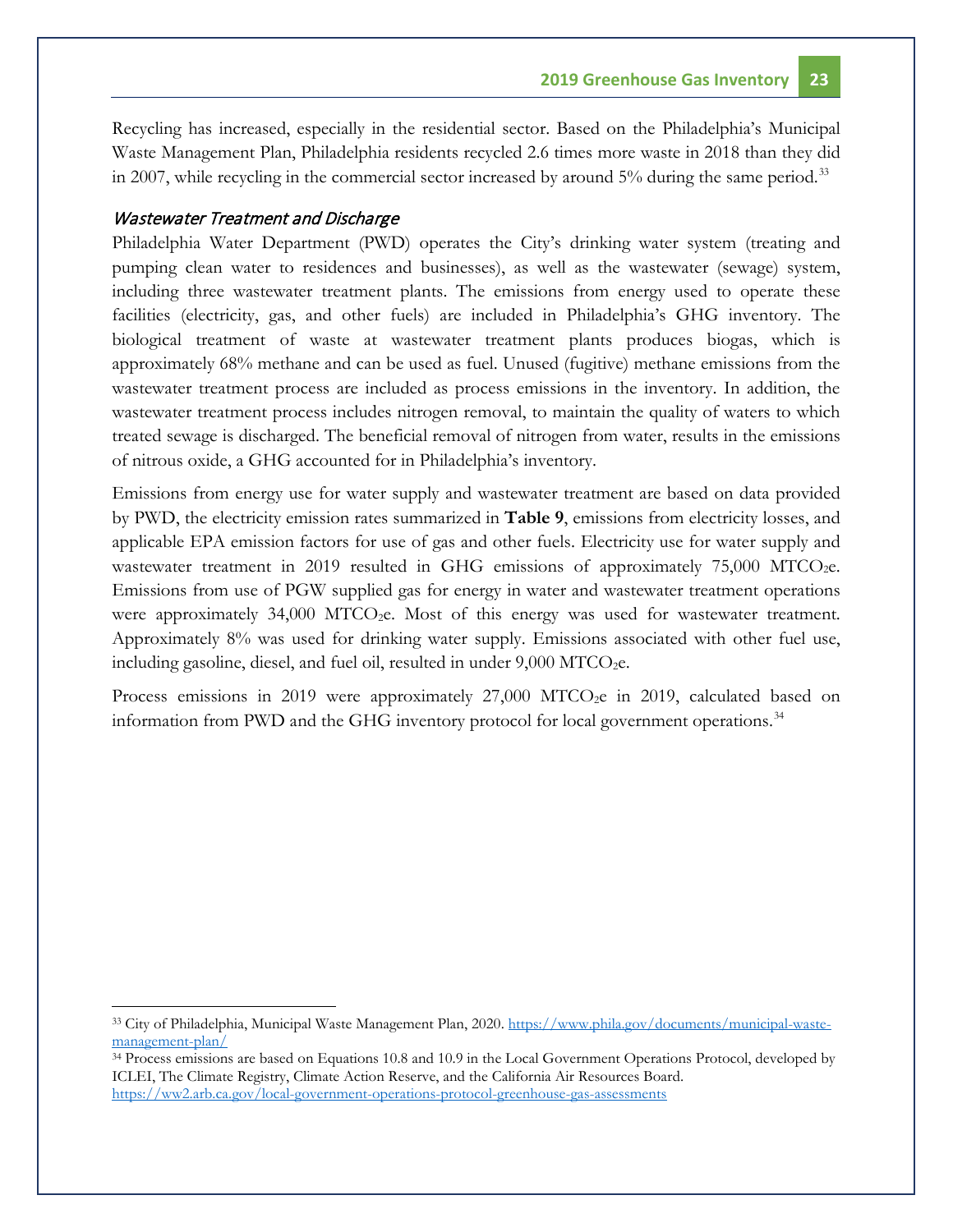Recycling has increased, especially in the residential sector. Based on the Philadelphia's Municipal Waste Management Plan, Philadelphia residents recycled 2.6 times more waste in 2018 than they did in 2007, while recycling in the commercial sector increased by around 5% during the same period.[33]

### *Wastewater Treatment and Discharge*

Philadelphia Water Department (PWD) operates the City's drinking water system (treating and pumping clean water to residences and businesses), as well as the wastewater (sewage) system, including three wastewater treatment plants. The emissions from energy used to operate these facilities (electricity, gas, and other fuels) are included in Philadelphia's GHG inventory. The biological treatment of waste at wastewater treatment plants produces biogas, which is approximately 68% methane and can be used as fuel. Unused (fugitive) methane emissions from the wastewater treatment process are included as process emissions in the inventory. In addition, the wastewater treatment process includes nitrogen removal, to maintain the quality of waters to which treated sewage is discharged. The beneficial removal of nitrogen from water, results in the emissions of nitrous oxide, a GHG accounted for in Philadelphia's inventory.

Emissions from energy use for water supply and wastewater treatment are based on data provided by PWD, the electricity emission rates summarized in **Table 9**, emissions from electricity losses, and applicable EPA emission factors for use of gas and other fuels. Electricity use for water supply and wastewater treatment in 2019 resulted in GHG emissions of approximately 75,000 $MTCO_2e$. Emissions from use of PGW supplied gas for energy in water and wastewater treatment operations were approximately 34,000 $MTCO_2e$. Most of this energy was used for wastewater treatment. Approximately 8% was used for drinking water supply. Emissions associated with other fuel use, including gasoline, diesel, and fuel oil, resulted in under 9,000 $MTCO_2e$.

Process emissions in 2019 were approximately 27,000 $MTCO_2e$ in 2019, calculated based on information from PWD and the GHG inventory protocol for local government operations.[34]

---

[33] City of Philadelphia, Municipal Waste Management Plan, 2020. https://www.phila.gov/documents/municipal-waste-management-plan/

[34] Process emissions are based on Equations 10.8 and 10.9 in the Local Government Operations Protocol, developed by ICLEI, The Climate Registry, Climate Action Reserve, and the California Air Resources Board. https://ww2.arb.ca.gov/local-government-operations-protocol-greenhouse-gas-assessments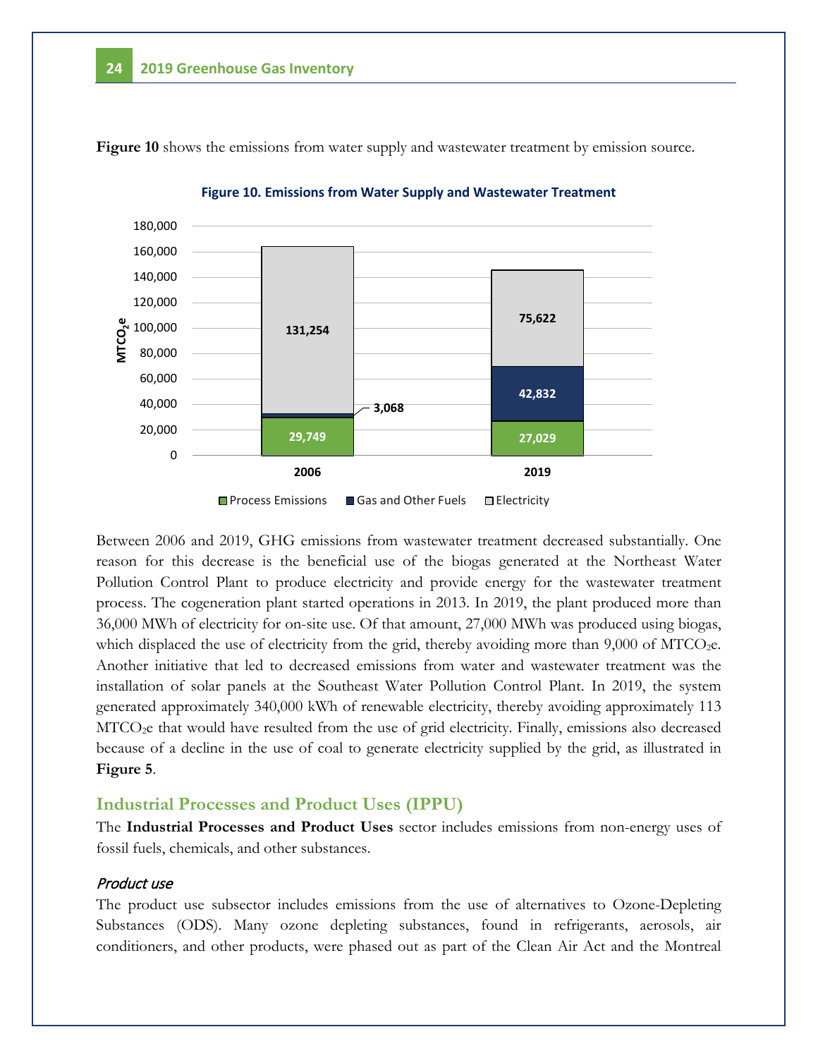**Figure 10** shows the emissions from water supply and wastewater treatment by emission source.

**Figure 10. Emissions from Water Supply and Wastewater Treatment**

| Year | Process Emissions | Gas and Other Fuels | Electricity |
|---|---|---|---|
| 2006 | 29,749 | 3,068 | 131,254 |
| 2019 | 27,029 | 42,832 | 75,622 |

Between 2006 and 2019, GHG emissions from wastewater treatment decreased substantially. One reason for this decrease is the beneficial use of the biogas generated at the Northeast Water Pollution Control Plant to produce electricity and provide energy for the wastewater treatment process. The cogeneration plant started operations in 2013. In 2019, the plant produced more than 36,000 MWh of electricity for on-site use. Of that amount, 27,000 MWh was produced using biogas, which displaced the use of electricity from the grid, thereby avoiding more than 9,000 of $MTCO_2e$. Another initiative that led to decreased emissions from water and wastewater treatment was the installation of solar panels at the Southeast Water Pollution Control Plant. In 2019, the system generated approximately 340,000 kWh of renewable electricity, thereby avoiding approximately 113 $MTCO_2e$ that would have resulted from the use of grid electricity. Finally, emissions also decreased because of a decline in the use of coal to generate electricity supplied by the grid, as illustrated in **Figure 5**.

## Industrial Processes and Product Uses (IPPU)

The **Industrial Processes and Product Uses** sector includes emissions from non-energy uses of fossil fuels, chemicals, and other substances.

### *Product use*

The product use subsector includes emissions from the use of alternatives to Ozone-Depleting Substances (ODS). Many ozone depleting substances, found in refrigerants, aerosols, air conditioners, and other products, were phased out as part of the Clean Air Act and the Montreal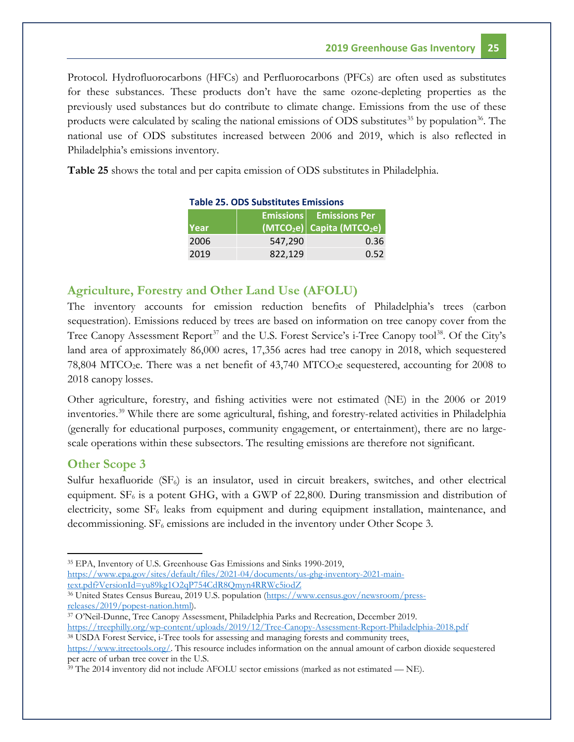Protocol. Hydrofluorocarbons (HFCs) and Perfluorocarbons (PFCs) are often used as substitutes for these substances. These products don't have the same ozone-depleting properties as the previously used substances but do contribute to climate change. Emissions from the use of these products were calculated by scaling the national emissions of ODS substitutes[35] by population[36]. The national use of ODS substitutes increased between 2006 and 2019, which is also reflected in Philadelphia's emissions inventory.

**Table 25** shows the total and per capita emission of ODS substitutes in Philadelphia.

**Table 25. ODS Substitutes Emissions**

| Year | Emissions ($MTCO_2e$) | Emissions Per Capita ($MTCO_2e$) |
|---|---|---|
| 2006 | 547,290 | 0.36 |
| 2019 | 822,129 | 0.52 |

## Agriculture, Forestry and Other Land Use (AFOLU)

The inventory accounts for emission reduction benefits of Philadelphia's trees (carbon sequestration). Emissions reduced by trees are based on information on tree canopy cover from the Tree Canopy Assessment Report[37] and the U.S. Forest Service's i-Tree Canopy tool[38]. Of the City's land area of approximately 86,000 acres, 17,356 acres had tree canopy in 2018, which sequestered 78,804 $MTCO_2e$. There was a net benefit of 43,740 $MTCO_2e$ sequestered, accounting for 2008 to 2018 canopy losses.

Other agriculture, forestry, and fishing activities were not estimated (NE) in the 2006 or 2019 inventories.[39] While there are some agricultural, fishing, and forestry-related activities in Philadelphia (generally for educational purposes, community engagement, or entertainment), there are no large-scale operations within these subsectors. The resulting emissions are therefore not significant.

## Other Scope 3

Sulfur hexafluoride ($SF_6$) is an insulator, used in circuit breakers, switches, and other electrical equipment. $SF_6$ is a potent GHG, with a GWP of 22,800. During transmission and distribution of electricity, some $SF_6$ leaks from equipment and during equipment installation, maintenance, and decommissioning. $SF_6$ emissions are included in the inventory under Other Scope 3.

---

[35] EPA, Inventory of U.S. Greenhouse Gas Emissions and Sinks 1990-2019, https://www.epa.gov/sites/default/files/2021-04/documents/us-ghg-inventory-2021-main-text.pdf?VersionId=yu89kg1O2qP754CdR8Qmyn4RRWc5iodZ

[36] United States Census Bureau, 2019 U.S. population (https://www.census.gov/newsroom/press-releases/2019/popest-nation.html).

[37] O'Neil-Dunne, Tree Canopy Assessment, Philadelphia Parks and Recreation, December 2019. https://treephilly.org/wp-content/uploads/2019/12/Tree-Canopy-Assessment-Report-Philadelphia-2018.pdf

[38] USDA Forest Service, i-Tree tools for assessing and managing forests and community trees, https://www.itreetools.org/. This resource includes information on the annual amount of carbon dioxide sequestered per acre of urban tree cover in the U.S.

[39] The 2014 inventory did not include AFOLU sector emissions (marked as not estimated — NE).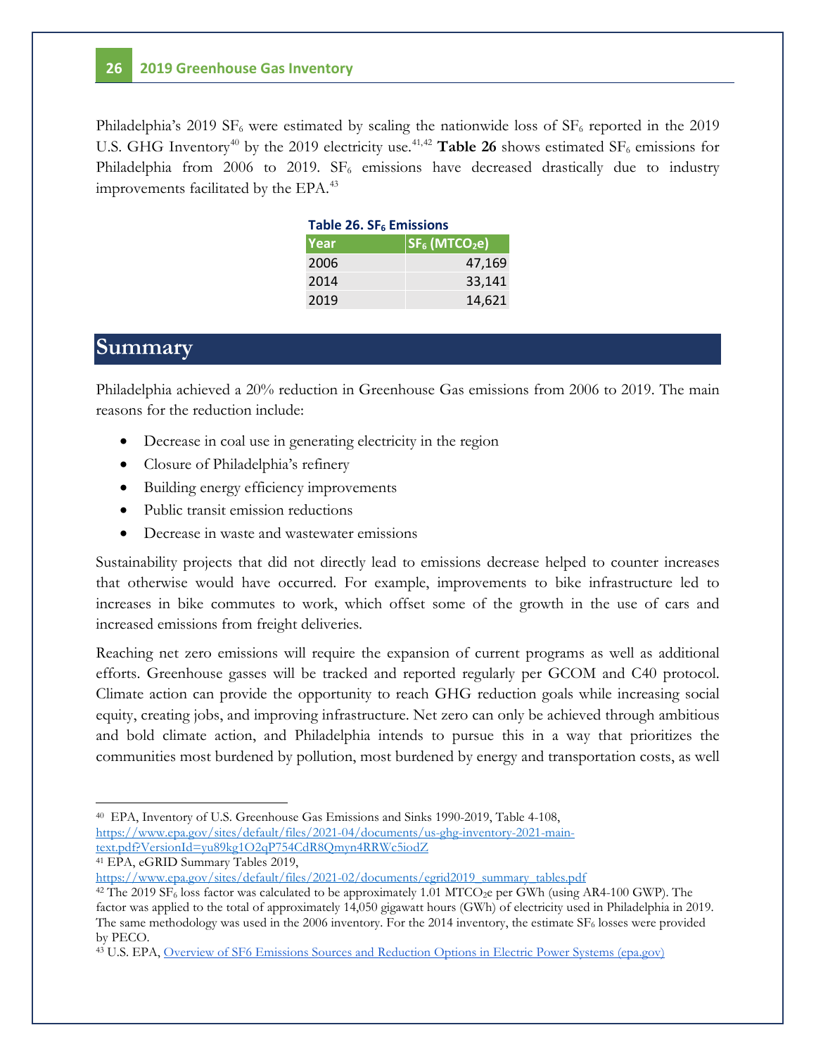Philadelphia's 2019 $SF_6$ were estimated by scaling the nationwide loss of $SF_6$ reported in the 2019 U.S. GHG Inventory[40] by the 2019 electricity use.[41,42] **Table 26** shows estimated $SF_6$ emissions for Philadelphia from 2006 to 2019. $SF_6$ emissions have decreased drastically due to industry improvements facilitated by the EPA.[43]

**Table 26. $SF_6$ Emissions**

| Year | $SF_6$ ($MTCO_2e$) |
|---|---:|
| 2006 | 47,169 |
| 2014 | 33,141 |
| 2019 | 14,621 |

# Summary

Philadelphia achieved a 20% reduction in Greenhouse Gas emissions from 2006 to 2019. The main reasons for the reduction include:

- Decrease in coal use in generating electricity in the region
- Closure of Philadelphia's refinery
- Building energy efficiency improvements
- Public transit emission reductions
- Decrease in waste and wastewater emissions

Sustainability projects that did not directly lead to emissions decrease helped to counter increases that otherwise would have occurred. For example, improvements to bike infrastructure led to increases in bike commutes to work, which offset some of the growth in the use of cars and increased emissions from freight deliveries.

Reaching net zero emissions will require the expansion of current programs as well as additional efforts. Greenhouse gasses will be tracked and reported regularly per GCOM and C40 protocol. Climate action can provide the opportunity to reach GHG reduction goals while increasing social equity, creating jobs, and improving infrastructure. Net zero can only be achieved through ambitious and bold climate action, and Philadelphia intends to pursue this in a way that prioritizes the communities most burdened by pollution, most burdened by energy and transportation costs, as well

---

[40] EPA, Inventory of U.S. Greenhouse Gas Emissions and Sinks 1990-2019, Table 4-108, https://www.epa.gov/sites/default/files/2021-04/documents/us-ghg-inventory-2021-main-text.pdf?VersionId=yu89kg1O2qP754CdR8Qmyn4RRWc5iodZ

[41] EPA, eGRID Summary Tables 2019, https://www.epa.gov/sites/default/files/2021-02/documents/egrid2019_summary_tables.pdf

[42] The 2019 $SF_6$ loss factor was calculated to be approximately 1.01 $MTCO_2e$ per GWh (using AR4-100 GWP). The factor was applied to the total of approximately 14,050 gigawatt hours (GWh) of electricity used in Philadelphia in 2019. The same methodology was used in the 2006 inventory. For the 2014 inventory, the estimate $SF_6$ losses were provided by PECO.

[43] U.S. EPA, [Overview of SF6 Emissions Sources and Reduction Options in Electric Power Systems (epa.gov)]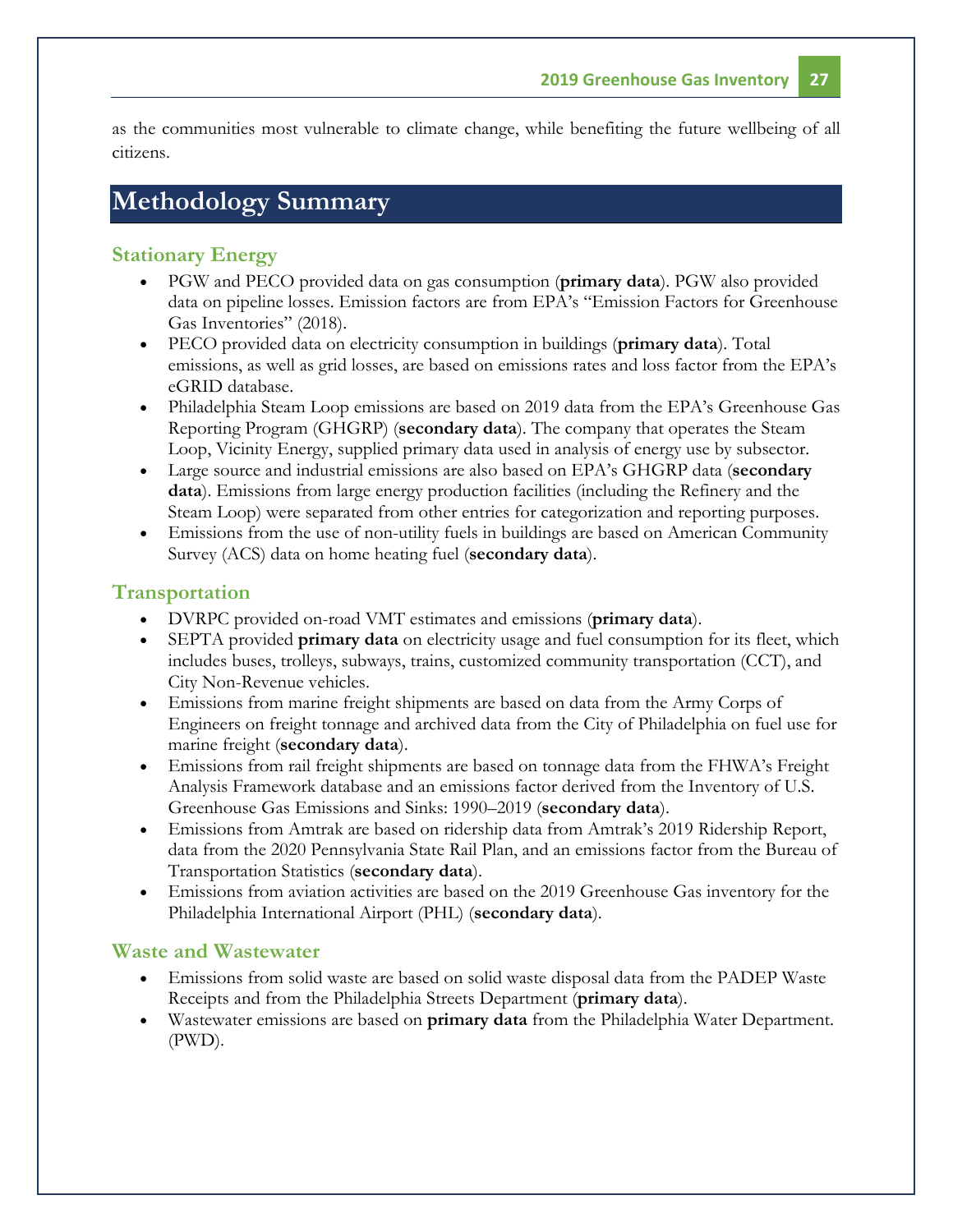as the communities most vulnerable to climate change, while benefiting the future wellbeing of all citizens.

# Methodology Summary

## Stationary Energy

- PGW and PECO provided data on gas consumption (**primary data**). PGW also provided data on pipeline losses. Emission factors are from EPA's "Emission Factors for Greenhouse Gas Inventories" (2018).
- PECO provided data on electricity consumption in buildings (**primary data**). Total emissions, as well as grid losses, are based on emissions rates and loss factor from the EPA's eGRID database.
- Philadelphia Steam Loop emissions are based on 2019 data from the EPA's Greenhouse Gas Reporting Program (GHGRP) (**secondary data**). The company that operates the Steam Loop, Vicinity Energy, supplied primary data used in analysis of energy use by subsector.
- Large source and industrial emissions are also based on EPA's GHGRP data (**secondary data**). Emissions from large energy production facilities (including the Refinery and the Steam Loop) were separated from other entries for categorization and reporting purposes.
- Emissions from the use of non-utility fuels in buildings are based on American Community Survey (ACS) data on home heating fuel (**secondary data**).

## Transportation

- DVRPC provided on-road VMT estimates and emissions (**primary data**).
- SEPTA provided **primary data** on electricity usage and fuel consumption for its fleet, which includes buses, trolleys, subways, trains, customized community transportation (CCT), and City Non-Revenue vehicles.
- Emissions from marine freight shipments are based on data from the Army Corps of Engineers on freight tonnage and archived data from the City of Philadelphia on fuel use for marine freight (**secondary data**).
- Emissions from rail freight shipments are based on tonnage data from the FHWA's Freight Analysis Framework database and an emissions factor derived from the Inventory of U.S. Greenhouse Gas Emissions and Sinks: 1990–2019 (**secondary data**).
- Emissions from Amtrak are based on ridership data from Amtrak's 2019 Ridership Report, data from the 2020 Pennsylvania State Rail Plan, and an emissions factor from the Bureau of Transportation Statistics (**secondary data**).
- Emissions from aviation activities are based on the 2019 Greenhouse Gas inventory for the Philadelphia International Airport (PHL) (**secondary data**).

## Waste and Wastewater

- Emissions from solid waste are based on solid waste disposal data from the PADEP Waste Receipts and from the Philadelphia Streets Department (**primary data**).
- Wastewater emissions are based on **primary data** from the Philadelphia Water Department. (PWD).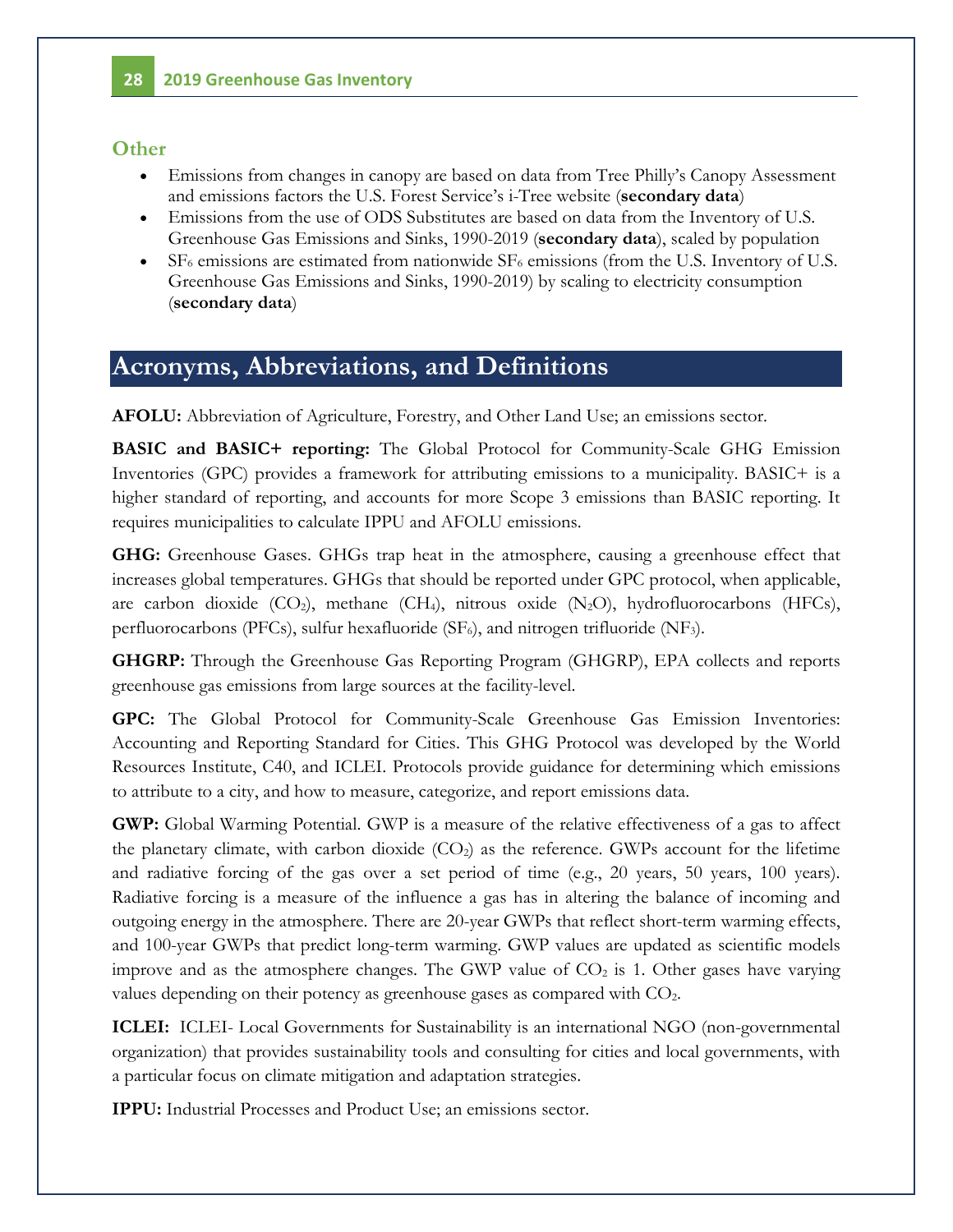### Other

- Emissions from changes in canopy are based on data from Tree Philly's Canopy Assessment and emissions factors the U.S. Forest Service's i-Tree website (**secondary data**)
- Emissions from the use of ODS Substitutes are based on data from the Inventory of U.S. Greenhouse Gas Emissions and Sinks, 1990-2019 (**secondary data**), scaled by population
- $SF_6$ emissions are estimated from nationwide $SF_6$ emissions (from the U.S. Inventory of U.S. Greenhouse Gas Emissions and Sinks, 1990-2019) by scaling to electricity consumption (**secondary data**)

## Acronyms, Abbreviations, and Definitions

**AFOLU:** Abbreviation of Agriculture, Forestry, and Other Land Use; an emissions sector.

**BASIC and BASIC+ reporting:** The Global Protocol for Community-Scale GHG Emission Inventories (GPC) provides a framework for attributing emissions to a municipality. BASIC+ is a higher standard of reporting, and accounts for more Scope 3 emissions than BASIC reporting. It requires municipalities to calculate IPPU and AFOLU emissions.

**GHG:** Greenhouse Gases. GHGs trap heat in the atmosphere, causing a greenhouse effect that increases global temperatures. GHGs that should be reported under GPC protocol, when applicable, are carbon dioxide ($CO_2$), methane ($CH_4$), nitrous oxide ($N_2O$), hydrofluorocarbons (HFCs), perfluorocarbons (PFCs), sulfur hexafluoride ($SF_6$), and nitrogen trifluoride ($NF_3$).

**GHGRP:** Through the Greenhouse Gas Reporting Program (GHGRP), EPA collects and reports greenhouse gas emissions from large sources at the facility-level.

**GPC:** The Global Protocol for Community-Scale Greenhouse Gas Emission Inventories: Accounting and Reporting Standard for Cities. This GHG Protocol was developed by the World Resources Institute, C40, and ICLEI. Protocols provide guidance for determining which emissions to attribute to a city, and how to measure, categorize, and report emissions data.

**GWP:** Global Warming Potential. GWP is a measure of the relative effectiveness of a gas to affect the planetary climate, with carbon dioxide ($CO_2$) as the reference. GWPs account for the lifetime and radiative forcing of the gas over a set period of time (e.g., 20 years, 50 years, 100 years). Radiative forcing is a measure of the influence a gas has in altering the balance of incoming and outgoing energy in the atmosphere. There are 20-year GWPs that reflect short-term warming effects, and 100-year GWPs that predict long-term warming. GWP values are updated as scientific models improve and as the atmosphere changes. The GWP value of $CO_2$ is 1. Other gases have varying values depending on their potency as greenhouse gases as compared with $CO_2$.

**ICLEI:** ICLEI- Local Governments for Sustainability is an international NGO (non-governmental organization) that provides sustainability tools and consulting for cities and local governments, with a particular focus on climate mitigation and adaptation strategies.

**IPPU:** Industrial Processes and Product Use; an emissions sector.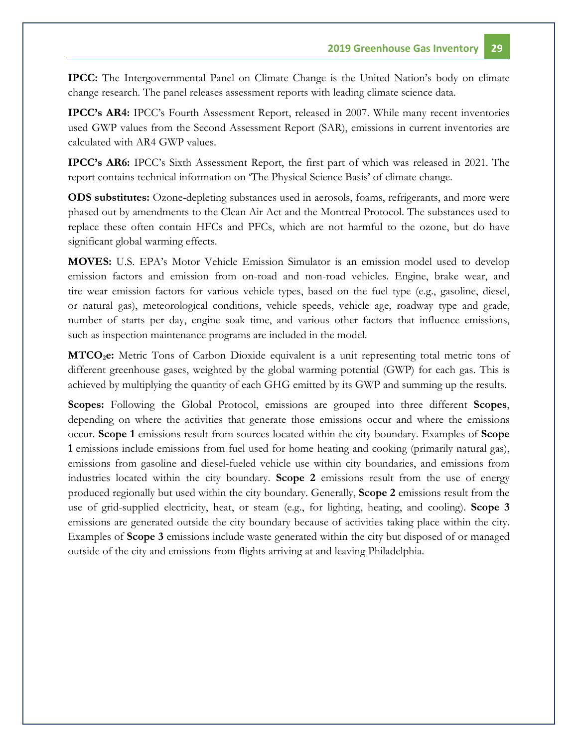**IPCC:** The Intergovernmental Panel on Climate Change is the United Nation's body on climate change research. The panel releases assessment reports with leading climate science data.

**IPCC's AR4:** IPCC's Fourth Assessment Report, released in 2007. While many recent inventories used GWP values from the Second Assessment Report (SAR), emissions in current inventories are calculated with AR4 GWP values.

**IPCC's AR6:** IPCC's Sixth Assessment Report, the first part of which was released in 2021. The report contains technical information on 'The Physical Science Basis' of climate change.

**ODS substitutes:** Ozone-depleting substances used in aerosols, foams, refrigerants, and more were phased out by amendments to the Clean Air Act and the Montreal Protocol. The substances used to replace these often contain HFCs and PFCs, which are not harmful to the ozone, but do have significant global warming effects.

**MOVES:** U.S. EPA's Motor Vehicle Emission Simulator is an emission model used to develop emission factors and emission from on-road and non-road vehicles. Engine, brake wear, and tire wear emission factors for various vehicle types, based on the fuel type (e.g., gasoline, diesel, or natural gas), meteorological conditions, vehicle speeds, vehicle age, roadway type and grade, number of starts per day, engine soak time, and various other factors that influence emissions, such as inspection maintenance programs are included in the model.

**$MTCO_2e$:** Metric Tons of Carbon Dioxide equivalent is a unit representing total metric tons of different greenhouse gases, weighted by the global warming potential (GWP) for each gas. This is achieved by multiplying the quantity of each GHG emitted by its GWP and summing up the results.

**Scopes:** Following the Global Protocol, emissions are grouped into three different **Scopes**, depending on where the activities that generate those emissions occur and where the emissions occur. **Scope 1** emissions result from sources located within the city boundary. Examples of **Scope 1** emissions include emissions from fuel used for home heating and cooking (primarily natural gas), emissions from gasoline and diesel-fueled vehicle use within city boundaries, and emissions from industries located within the city boundary. **Scope 2** emissions result from the use of energy produced regionally but used within the city boundary. Generally, **Scope 2** emissions result from the use of grid-supplied electricity, heat, or steam (e.g., for lighting, heating, and cooling). **Scope 3** emissions are generated outside the city boundary because of activities taking place within the city. Examples of **Scope 3** emissions include waste generated within the city but disposed of or managed outside of the city and emissions from flights arriving at and leaving Philadelphia.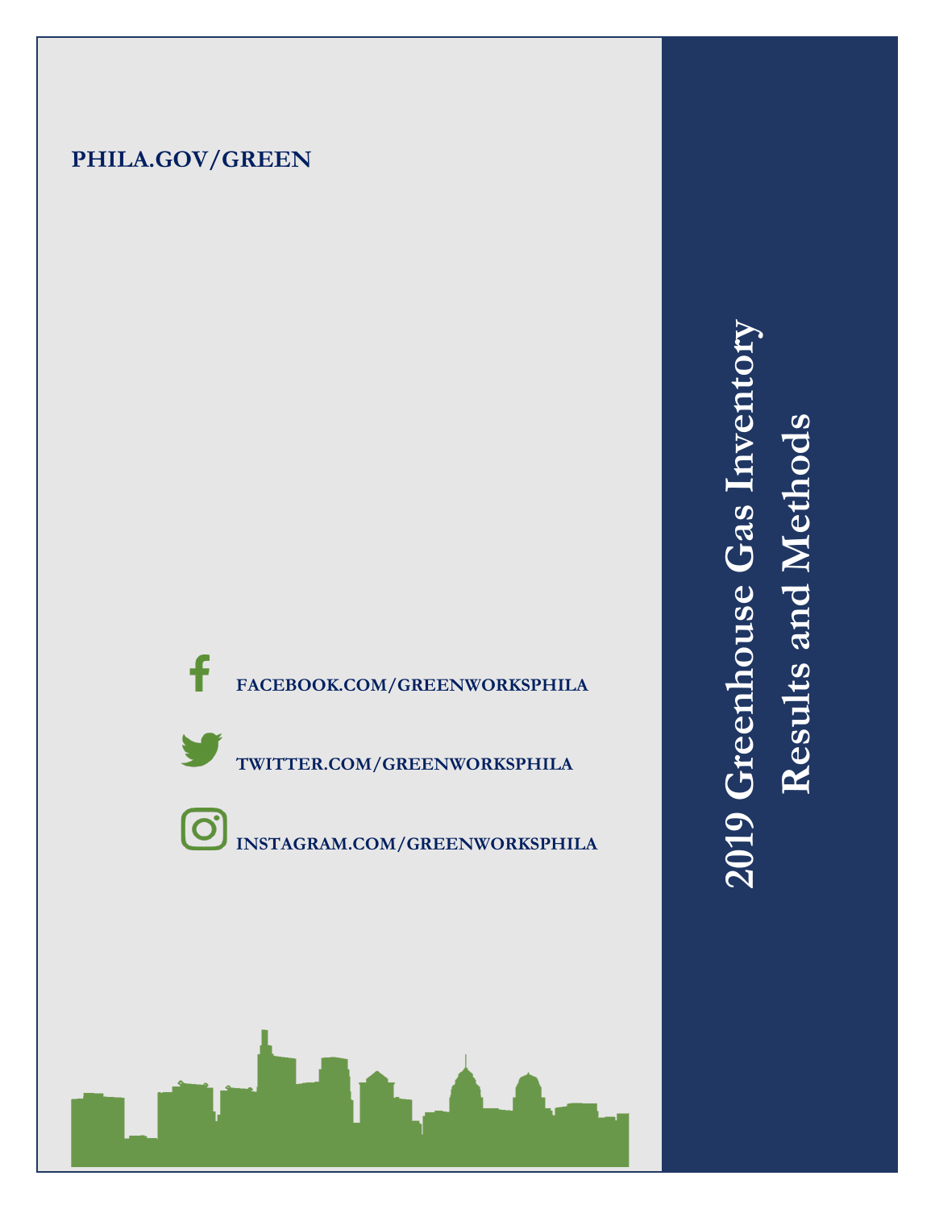**PHILA.GOV/GREEN**

FACEBOOK.COM/GREENWORKSPHILA

TWITTER.COM/GREENWORKSPHILA

INSTAGRAM.COM/GREENWORKSPHILA

# 2019 Greenhouse Gas Inventory Results and Methods